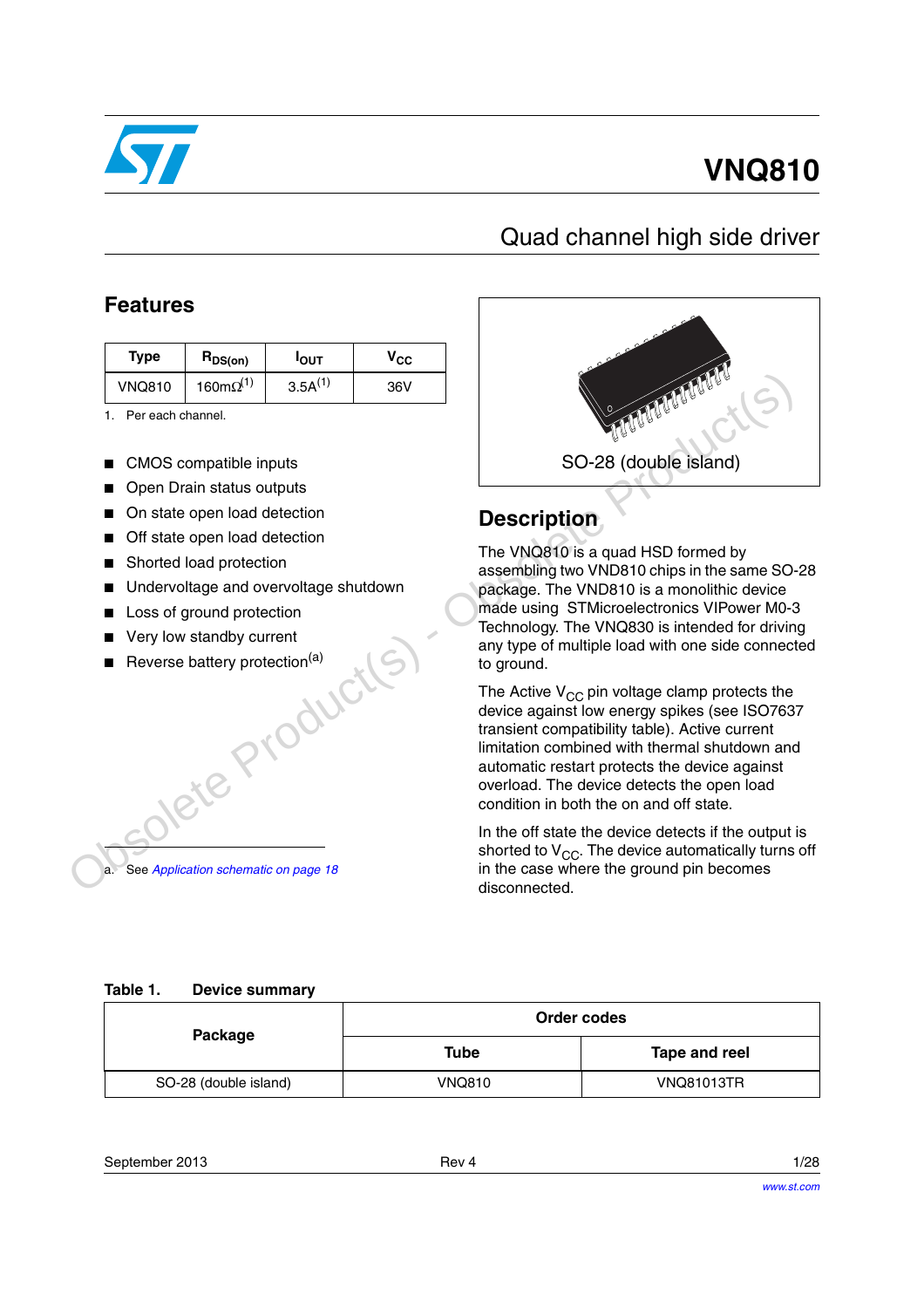# VNQ810

## Quad channel high side driver

### Features

| Type | $R_{DS(on)}$ | $I_{OUT}$ | $V_{CC}$ |
|---|---|---|---|
| VNQ810 | 160mΩ[1] | 3.5A[1] | 36V |

1. Per each channel.

- CMOS compatible inputs
- Open Drain status outputs
- On state open load detection
- Off state open load detection
- Shorted load protection
- Undervoltage and overvoltage shutdown
- Loss of ground protection
- Very low standby current
- Reverse battery protection[a]

a. See *Application schematic on page 18*

SO-28 (double island)

### Description

The VNQ810 is a quad HSD formed by assembling two VND810 chips in the same SO-28 package. The VND810 is a monolithic device made using STMicroelectronics VIPower M0-3 Technology. The VNQ830 is intended for driving any type of multiple load with one side connected to ground.

The Active $V_{CC}$ pin voltage clamp protects the device against low energy spikes (see ISO7637 transient compatibility table). Active current limitation combined with thermal shutdown and automatic restart protects the device against overload. The device detects the open load condition in both the on and off state.

In the off state the device detects if the output is shorted to $V_{CC}$. The device automatically turns off in the case where the ground pin becomes disconnected.

**Table 1. Device summary**

| Package | Order codes | |
|---|---|---|
| | Tube | Tape and reel |
| SO-28 (double island) | VNQ810 | VNQ81013TR |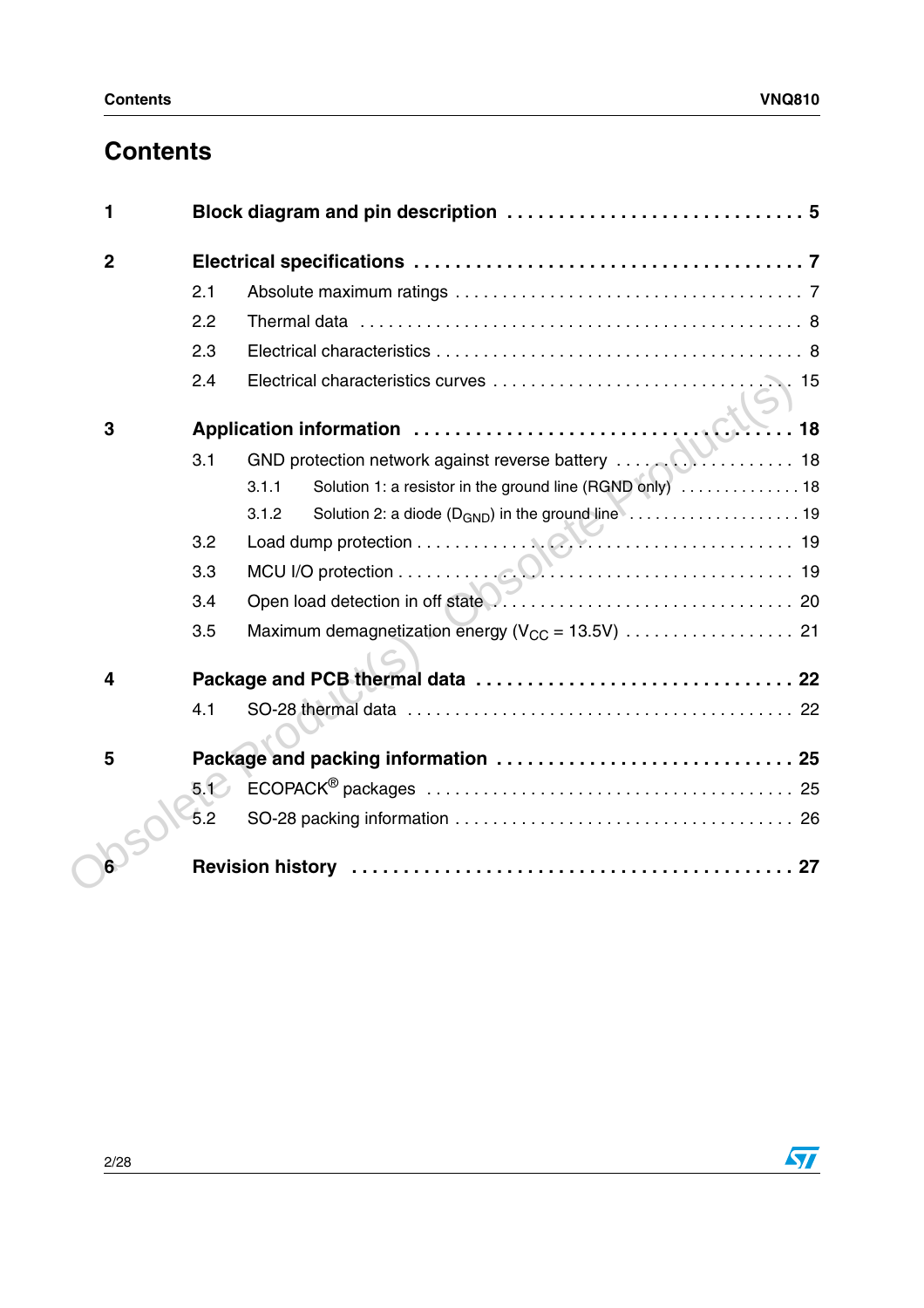# Contents

1 **Block diagram and pin description** . . . . . . . . . . . . . . . . . . . . . . . . . . . . . **5**

2 **Electrical specifications** . . . . . . . . . . . . . . . . . . . . . . . . . . . . . . . . . . . . . **7**

2.1 Absolute maximum ratings . . . . . . . . . . . . . . . . . . . . . . . . . . . . . . . . . . . . 7

2.2 Thermal data . . . . . . . . . . . . . . . . . . . . . . . . . . . . . . . . . . . . . . . . . . . . . 8

2.3 Electrical characteristics . . . . . . . . . . . . . . . . . . . . . . . . . . . . . . . . . . . . . 8

2.4 Electrical characteristics curves . . . . . . . . . . . . . . . . . . . . . . . . . . . . . . . 15

3 **Application information** . . . . . . . . . . . . . . . . . . . . . . . . . . . . . . . . . . . **18**

3.1 GND protection network against reverse battery . . . . . . . . . . . . . . . . . 18

3.1.1 Solution 1: a resistor in the ground line (RGND only) . . . . . . . . . . . . . 18

3.1.2 Solution 2: a diode ($D_{GND}$) in the ground line . . . . . . . . . . . . . . . . . . . . 19

3.2 Load dump protection . . . . . . . . . . . . . . . . . . . . . . . . . . . . . . . . . . . . . . 19

3.3 MCU I/O protection . . . . . . . . . . . . . . . . . . . . . . . . . . . . . . . . . . . . . . . . 19

3.4 Open load detection in off state . . . . . . . . . . . . . . . . . . . . . . . . . . . . . . . 20

3.5 Maximum demagnetization energy ($V_{CC}$ = 13.5V) . . . . . . . . . . . . . . . . . . 21

4 **Package and PCB thermal data** . . . . . . . . . . . . . . . . . . . . . . . . . . . . . . **22**

4.1 SO-28 thermal data . . . . . . . . . . . . . . . . . . . . . . . . . . . . . . . . . . . . . . . . 22

5 **Package and packing information** . . . . . . . . . . . . . . . . . . . . . . . . . . . . **25**

5.1 ECOPACK® packages . . . . . . . . . . . . . . . . . . . . . . . . . . . . . . . . . . . . . 25

5.2 SO-28 packing information . . . . . . . . . . . . . . . . . . . . . . . . . . . . . . . . . . 26

6 **Revision history** . . . . . . . . . . . . . . . . . . . . . . . . . . . . . . . . . . . . . . . . . **27**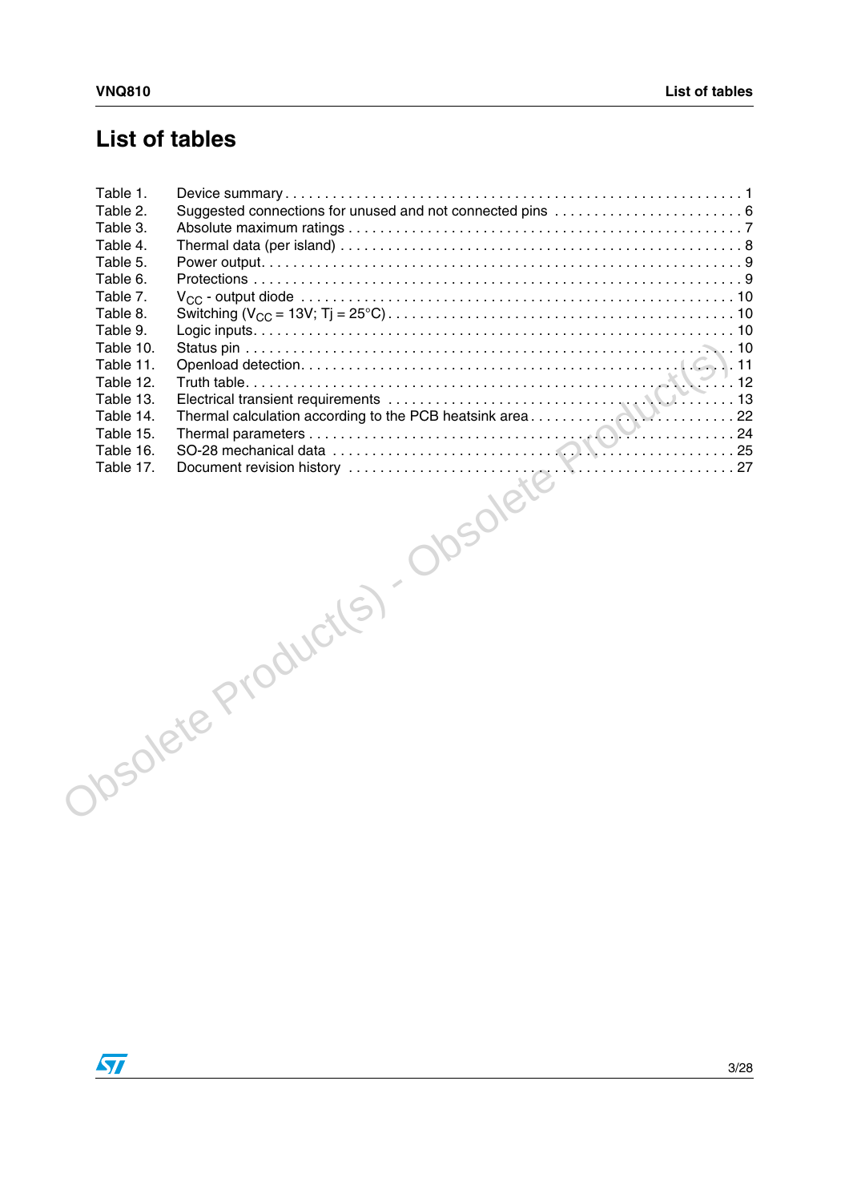# List of tables

Table 1. Device summary . . . . . . . . . . . . . . . . . . . . . . . . . . . . . . . . . . . . . . . . . . . . . . . . . . . . . . . . . 1
Table 2. Suggested connections for unused and not connected pins . . . . . . . . . . . . . . . . . . . . . . . . 6
Table 3. Absolute maximum ratings . . . . . . . . . . . . . . . . . . . . . . . . . . . . . . . . . . . . . . . . . . . . . . . . . 7
Table 4. Thermal data (per island) . . . . . . . . . . . . . . . . . . . . . . . . . . . . . . . . . . . . . . . . . . . . . . . . . 8
Table 5. Power output. . . . . . . . . . . . . . . . . . . . . . . . . . . . . . . . . . . . . . . . . . . . . . . . . . . . . . . . . . . 9
Table 6. Protections . . . . . . . . . . . . . . . . . . . . . . . . . . . . . . . . . . . . . . . . . . . . . . . . . . . . . . . . . . . . 9
Table 7. $V_{CC}$ - output diode . . . . . . . . . . . . . . . . . . . . . . . . . . . . . . . . . . . . . . . . . . . . . . . . . . . 10
Table 8. Switching ($V_{CC}$ = 13V; Tj = 25°C) . . . . . . . . . . . . . . . . . . . . . . . . . . . . . . . . . . . . . . . . . . 10
Table 9. Logic inputs. . . . . . . . . . . . . . . . . . . . . . . . . . . . . . . . . . . . . . . . . . . . . . . . . . . . . . . . . . . 10
Table 10. Status pin . . . . . . . . . . . . . . . . . . . . . . . . . . . . . . . . . . . . . . . . . . . . . . . . . . . . . . . . . . . 10
Table 11. Openload detection. . . . . . . . . . . . . . . . . . . . . . . . . . . . . . . . . . . . . . . . . . . . . . . . . . . . . 11
Table 12. Truth table. . . . . . . . . . . . . . . . . . . . . . . . . . . . . . . . . . . . . . . . . . . . . . . . . . . . . . . . . . . 12
Table 13. Electrical transient requirements . . . . . . . . . . . . . . . . . . . . . . . . . . . . . . . . . . . . . . . . . . 13
Table 14. Thermal calculation according to the PCB heatsink area . . . . . . . . . . . . . . . . . . . . . . . . . 22
Table 15. Thermal parameters . . . . . . . . . . . . . . . . . . . . . . . . . . . . . . . . . . . . . . . . . . . . . . . . . . . 24
Table 16. SO-28 mechanical data . . . . . . . . . . . . . . . . . . . . . . . . . . . . . . . . . . . . . . . . . . . . . . . . . 25
Table 17. Document revision history . . . . . . . . . . . . . . . . . . . . . . . . . . . . . . . . . . . . . . . . . . . . . . . 27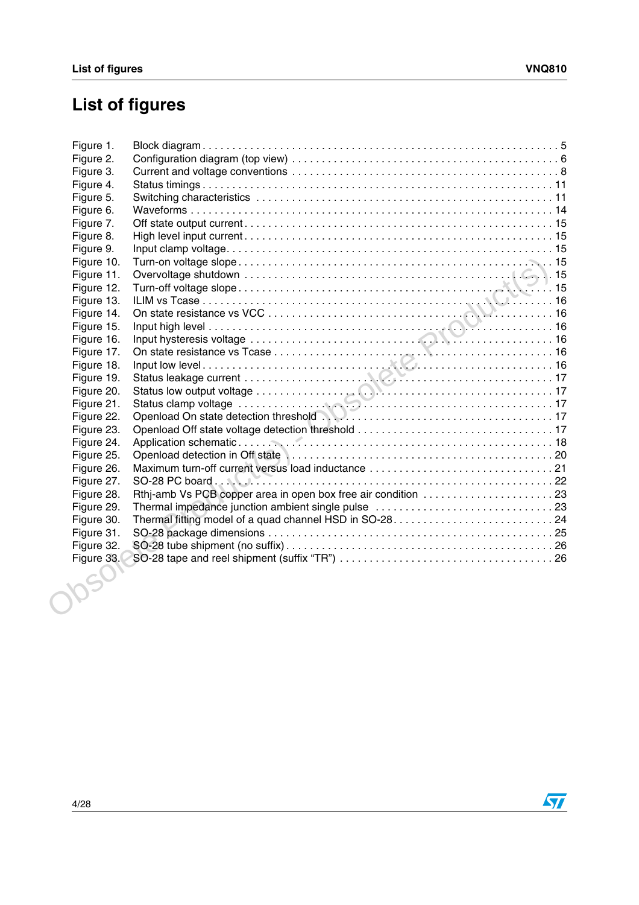# List of figures

Figure 1. Block diagram . . . . . . . . . . . . . . . . . . . . . . . . . . . . . . . . . . . . . . . . . . . . . . . . . . . . . . . . . . 5
Figure 2. Configuration diagram (top view) . . . . . . . . . . . . . . . . . . . . . . . . . . . . . . . . . . . . . . . . . . . . 6
Figure 3. Current and voltage conventions . . . . . . . . . . . . . . . . . . . . . . . . . . . . . . . . . . . . . . . . . . . . . 8
Figure 4. Status timings . . . . . . . . . . . . . . . . . . . . . . . . . . . . . . . . . . . . . . . . . . . . . . . . . . . . . . . . . . 11
Figure 5. Switching characteristics . . . . . . . . . . . . . . . . . . . . . . . . . . . . . . . . . . . . . . . . . . . . . . . . . 11
Figure 6. Waveforms . . . . . . . . . . . . . . . . . . . . . . . . . . . . . . . . . . . . . . . . . . . . . . . . . . . . . . . . . . . . 14
Figure 7. Off state output current . . . . . . . . . . . . . . . . . . . . . . . . . . . . . . . . . . . . . . . . . . . . . . . . . . . 15
Figure 8. High level input current . . . . . . . . . . . . . . . . . . . . . . . . . . . . . . . . . . . . . . . . . . . . . . . . . . . 15
Figure 9. Input clamp voltage . . . . . . . . . . . . . . . . . . . . . . . . . . . . . . . . . . . . . . . . . . . . . . . . . . . . . . 15
Figure 10. Turn-on voltage slope . . . . . . . . . . . . . . . . . . . . . . . . . . . . . . . . . . . . . . . . . . . . . . . . . . . . 15
Figure 11. Overvoltage shutdown . . . . . . . . . . . . . . . . . . . . . . . . . . . . . . . . . . . . . . . . . . . . . . . . . . . 15
Figure 12. Turn-off voltage slope . . . . . . . . . . . . . . . . . . . . . . . . . . . . . . . . . . . . . . . . . . . . . . . . . . . . 15
Figure 13. ILIM vs Tcase . . . . . . . . . . . . . . . . . . . . . . . . . . . . . . . . . . . . . . . . . . . . . . . . . . . . . . . . . 16
Figure 14. On state resistance vs VCC . . . . . . . . . . . . . . . . . . . . . . . . . . . . . . . . . . . . . . . . . . . . . . . 16
Figure 15. Input high level . . . . . . . . . . . . . . . . . . . . . . . . . . . . . . . . . . . . . . . . . . . . . . . . . . . . . . . . 16
Figure 16. Input hysteresis voltage . . . . . . . . . . . . . . . . . . . . . . . . . . . . . . . . . . . . . . . . . . . . . . . . . . 16
Figure 17. On state resistance vs Tcase . . . . . . . . . . . . . . . . . . . . . . . . . . . . . . . . . . . . . . . . . . . . . . 16
Figure 18. Input low level . . . . . . . . . . . . . . . . . . . . . . . . . . . . . . . . . . . . . . . . . . . . . . . . . . . . . . . . . 16
Figure 19. Status leakage current . . . . . . . . . . . . . . . . . . . . . . . . . . . . . . . . . . . . . . . . . . . . . . . . . . . 17
Figure 20. Status low output voltage . . . . . . . . . . . . . . . . . . . . . . . . . . . . . . . . . . . . . . . . . . . . . . . . . 17
Figure 21. Status clamp voltage . . . . . . . . . . . . . . . . . . . . . . . . . . . . . . . . . . . . . . . . . . . . . . . . . . . . . 17
Figure 22. Openload On state detection threshold . . . . . . . . . . . . . . . . . . . . . . . . . . . . . . . . . . . . . . . 17
Figure 23. Openload Off state voltage detection threshold . . . . . . . . . . . . . . . . . . . . . . . . . . . . . . . . . 17
Figure 24. Application schematic . . . . . . . . . . . . . . . . . . . . . . . . . . . . . . . . . . . . . . . . . . . . . . . . . . . 18
Figure 25. Openload detection in Off state . . . . . . . . . . . . . . . . . . . . . . . . . . . . . . . . . . . . . . . . . . . . 20
Figure 26. Maximum turn-off current versus load inductance . . . . . . . . . . . . . . . . . . . . . . . . . . . . . . . 21
Figure 27. SO-28 PC board . . . . . . . . . . . . . . . . . . . . . . . . . . . . . . . . . . . . . . . . . . . . . . . . . . . . . . . 22
Figure 28. Rthj-amb Vs PCB copper area in open box free air condition . . . . . . . . . . . . . . . . . . . . . . 23
Figure 29. Thermal impedance junction ambient single pulse . . . . . . . . . . . . . . . . . . . . . . . . . . . . . . . 23
Figure 30. Thermal fitting model of a quad channel HSD in SO-28 . . . . . . . . . . . . . . . . . . . . . . . . . . . 24
Figure 31. SO-28 package dimensions . . . . . . . . . . . . . . . . . . . . . . . . . . . . . . . . . . . . . . . . . . . . . . . 25
Figure 32. SO-28 tube shipment (no suffix) . . . . . . . . . . . . . . . . . . . . . . . . . . . . . . . . . . . . . . . . . . . . 26
Figure 33. SO-28 tape and reel shipment (suffix “TR”) . . . . . . . . . . . . . . . . . . . . . . . . . . . . . . . . . . . 26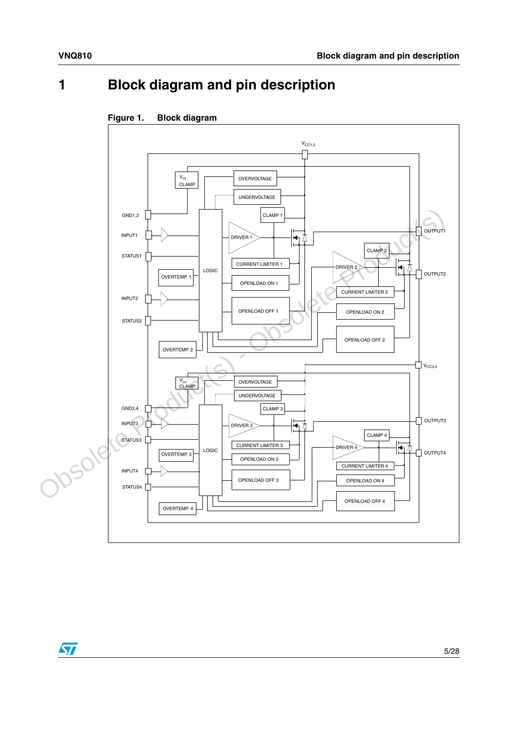# 1 Block diagram and pin description

**Figure 1. Block diagram**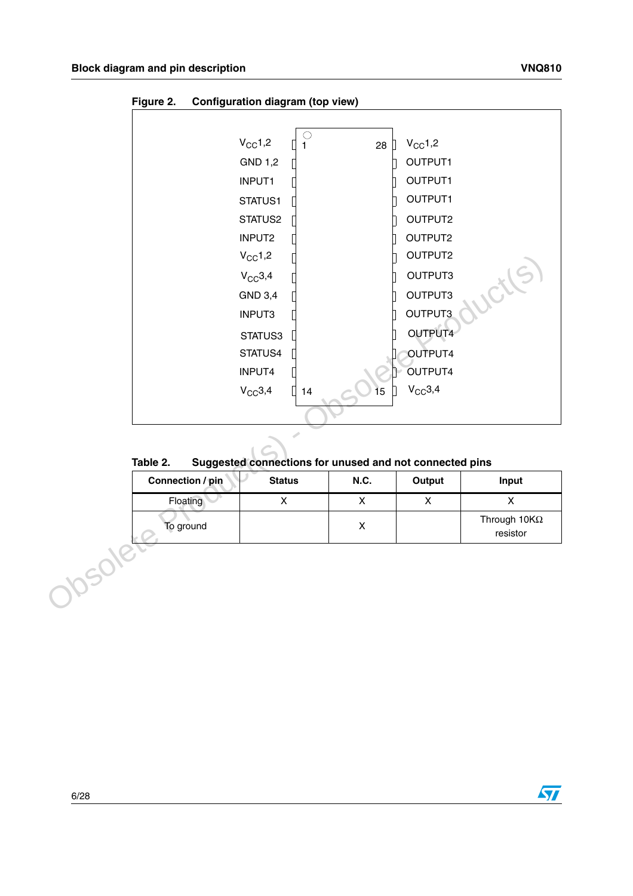Figure 2. Configuration diagram (top view)

| Pin | Name | Pin | Name |
|---|---|---|---|
| 1 | $V_{CC}$1,2 | 28 | $V_{CC}$1,2 |
| 2 | GND 1,2 | 27 | OUTPUT1 |
| 3 | INPUT1 | 26 | OUTPUT1 |
| 4 | STATUS1 | 25 | OUTPUT1 |
| 5 | STATUS2 | 24 | OUTPUT2 |
| 6 | INPUT2 | 23 | OUTPUT2 |
| 7 | $V_{CC}$1,2 | 22 | OUTPUT2 |
| 8 | $V_{CC}$3,4 | 21 | OUTPUT3 |
| 9 | GND 3,4 | 20 | OUTPUT3 |
| 10 | INPUT3 | 19 | OUTPUT3 |
| 11 | STATUS3 | 18 | OUTPUT4 |
| 12 | STATUS4 | 17 | OUTPUT4 |
| 13 | INPUT4 | 16 | OUTPUT4 |
| 14 | $V_{CC}$3,4 | 15 | $V_{CC}$3,4 |

Table 2. Suggested connections for unused and not connected pins

| Connection / pin | Status | N.C. | Output | Input |
|---|---|---|---|---|
| Floating | X | X | X | X |
| To ground | | X | | Through 10KΩ resistor |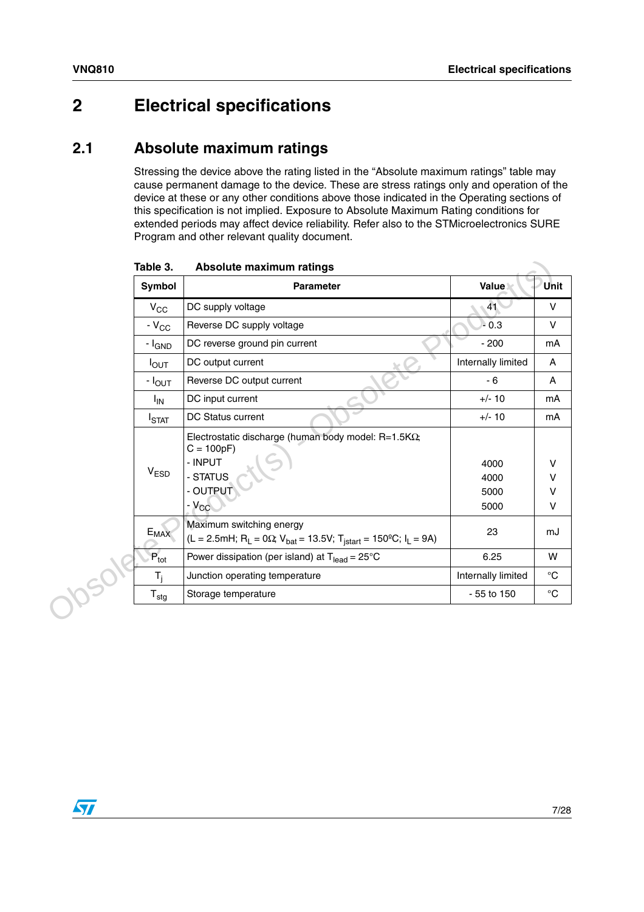# 2 Electrical specifications

## 2.1 Absolute maximum ratings

Stressing the device above the rating listed in the “Absolute maximum ratings” table may cause permanent damage to the device. These are stress ratings only and operation of the device at these or any other conditions above those indicated in the Operating sections of this specification is not implied. Exposure to Absolute Maximum Rating conditions for extended periods may affect device reliability. Refer also to the STMicroelectronics SURE Program and other relevant quality document.

**Table 3. Absolute maximum ratings**

| Symbol | Parameter | Value | Unit |
|---|---|---|---|
| $V_{CC}$ | DC supply voltage | 41 | V |
| $-V_{CC}$ | Reverse DC supply voltage | - 0.3 | V |
| $-I_{GND}$ | DC reverse ground pin current | - 200 | mA |
| $I_{OUT}$ | DC output current | Internally limited | A |
| $-I_{OUT}$ | Reverse DC output current | - 6 | A |
| $I_{IN}$ | DC input current | +/- 10 | mA |
| $I_{STAT}$ | DC Status current | +/- 10 | mA |
| $V_{ESD}$ | Electrostatic discharge (human body model: R=1.5KΩ; C = 100pF)<br>- INPUT<br>- STATUS<br>- OUTPUT<br>- $V_{CC}$ | <br><br>4000<br>4000<br>5000<br>5000 | <br><br>V<br>V<br>V<br>V |
| $E_{MAX}$ | Maximum switching energy<br>($L = 2.5mH$; $R_L = 0Ω$; $V_{bat} = 13.5V$; $T_{jstart} = 150ºC$; $I_L = 9A$) | 23 | mJ |
| $P_{tot}$ | Power dissipation (per island) at $T_{lead} = 25°C$ | 6.25 | W |
| $T_j$ | Junction operating temperature | Internally limited | °C |
| $T_{stg}$ | Storage temperature | - 55 to 150 | °C |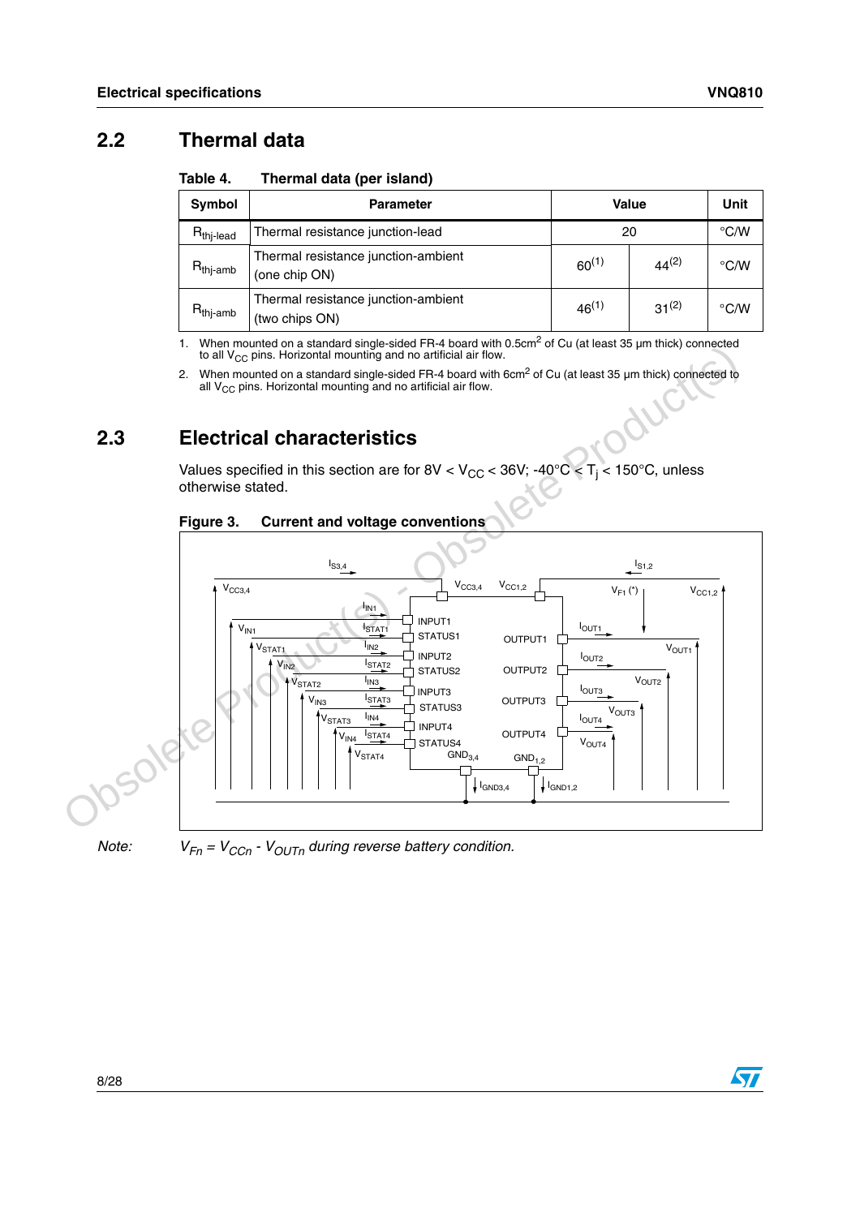## 2.2 Thermal data

**Table 4. Thermal data (per island)**

| Symbol | Parameter | Value | | Unit |
|---|---|---|---|---|
| $R_{thj-lead}$ | Thermal resistance junction-lead | 20 | | °C/W |
| $R_{thj-amb}$ | Thermal resistance junction-ambient (one chip ON) | 60(1) | 44(2) | °C/W |
| $R_{thj-amb}$ | Thermal resistance junction-ambient (two chips ON) | 46(1) | 31(2) | °C/W |

1. When mounted on a standard single-sided FR-4 board with 0.5cm$^2$ of Cu (at least 35 µm thick) connected to all $V_{CC}$ pins. Horizontal mounting and no artificial air flow.
2. When mounted on a standard single-sided FR-4 board with 6cm$^2$ of Cu (at least 35 µm thick) connected to all $V_{CC}$ pins. Horizontal mounting and no artificial air flow.

## 2.3 Electrical characteristics

Values specified in this section are for 8V < $V_{CC}$ < 36V; -40°C < $T_j$ < 150°C, unless otherwise stated.

**Figure 3. Current and voltage conventions**

*Note:* $V_{Fn} = V_{CCn} - V_{OUTn}$ *during reverse battery condition.*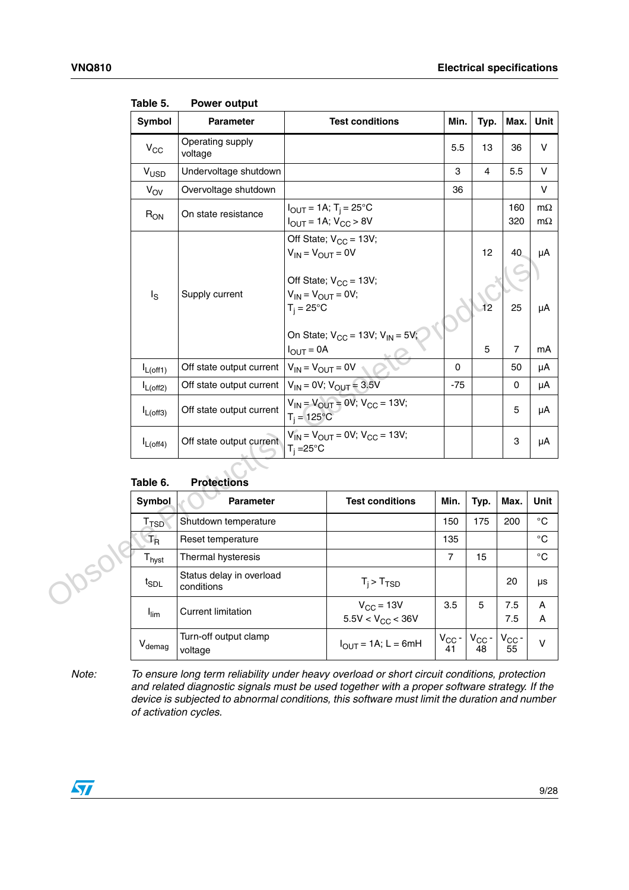Table 5. Power output

| Symbol | Parameter | Test conditions | Min. | Typ. | Max. | Unit |
|---|---|---|---|---|---|---|
| $V_{CC}$ | Operating supply voltage | | 5.5 | 13 | 36 | V |
| $V_{USD}$ | Undervoltage shutdown | | 3 | 4 | 5.5 | V |
| $V_{OV}$ | Overvoltage shutdown | | 36 | | | V |
| $R_{ON}$ | On state resistance | $I_{OUT}$ = 1A; $T_j$ = 25°C<br>$I_{OUT}$ = 1A; $V_{CC}$ > 8V | | | 160<br>320 | mΩ<br>mΩ |
| $I_S$ | Supply current | Off State; $V_{CC}$ = 13V; $V_{IN}$ = $V_{OUT}$ = 0V<br>Off State; $V_{CC}$ = 13V; $V_{IN}$ = $V_{OUT}$ = 0V; $T_j$ = 25°C<br>On State; $V_{CC}$ = 13V; $V_{IN}$ = 5V; $I_{OUT}$ = 0A | | 12<br>12<br>5 | 40<br>25<br>7 | µA<br>µA<br>mA |
| $I_{L(off1)}$ | Off state output current | $V_{IN}$ = $V_{OUT}$ = 0V | 0 | | 50 | µA |
| $I_{L(off2)}$ | Off state output current | $V_{IN}$ = 0V; $V_{OUT}$ = 3.5V | -75 | | 0 | µA |
| $I_{L(off3)}$ | Off state output current | $V_{IN}$ = $V_{OUT}$ = 0V; $V_{CC}$ = 13V; $T_j$ = 125°C | | | 5 | µA |
| $I_{L(off4)}$ | Off state output current | $V_{IN}$ = $V_{OUT}$ = 0V; $V_{CC}$ = 13V; $T_j$ =25°C | | | 3 | µA |

Table 6. Protections

| Symbol | Parameter | Test conditions | Min. | Typ. | Max. | Unit |
|---|---|---|---|---|---|---|
| $T_{TSD}$ | Shutdown temperature | | 150 | 175 | 200 | °C |
| $T_R$ | Reset temperature | | 135 | | | °C |
| $T_{hyst}$ | Thermal hysteresis | | 7 | 15 | | °C |
| $t_{SDL}$ | Status delay in overload conditions | $T_j$ > $T_{TSD}$ | | | 20 | µs |
| $I_{lim}$ | Current limitation | $V_{CC}$ = 13V<br>5.5V < $V_{CC}$ < 36V | 3.5 | 5 | 7.5<br>7.5 | A<br>A |
| $V_{demag}$ | Turn-off output clamp voltage | $I_{OUT}$ = 1A; L = 6mH | $V_{CC}$ - 41 | $V_{CC}$ - 48 | $V_{CC}$ - 55 | V |

Note: *To ensure long term reliability under heavy overload or short circuit conditions, protection and related diagnostic signals must be used together with a proper software strategy. If the device is subjected to abnormal conditions, this software must limit the duration and number of activation cycles.*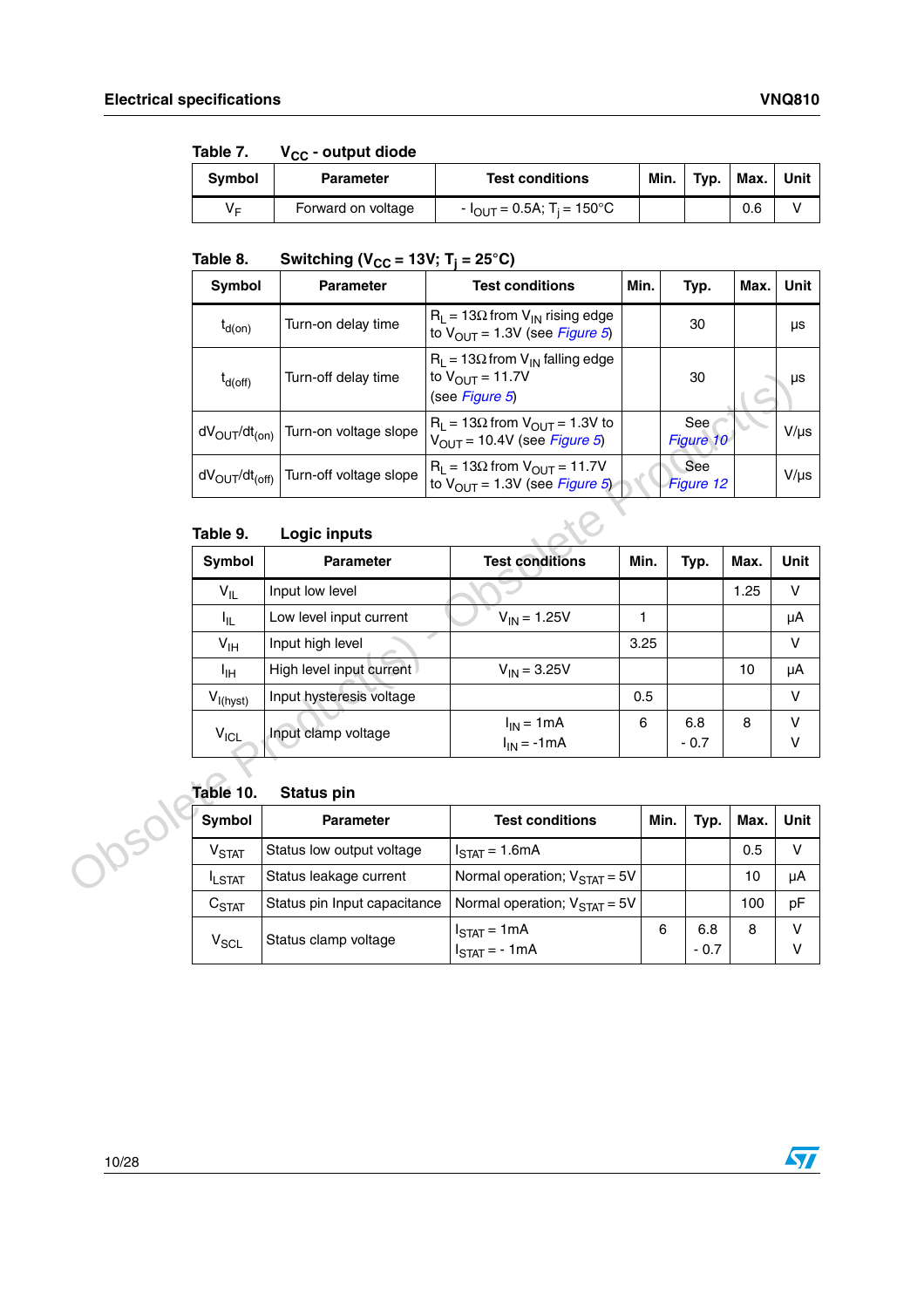Table 7. $V_{CC}$ - output diode

| Symbol | Parameter | Test conditions | Min. | Typ. | Max. | Unit |
|---|---|---|---|---|---|---|
| $V_F$ | Forward on voltage | - $I_{OUT}$ = 0.5A; $T_j$ = 150°C | | | 0.6 | V |

Table 8. Switching ($V_{CC}$ = 13V; $T_j$ = 25°C)

| Symbol | Parameter | Test conditions | Min. | Typ. | Max. | Unit |
|---|---|---|---|---|---|---|
| $t_{d(on)}$ | Turn-on delay time | $R_L$ = 13Ω from $V_{IN}$ rising edge to $V_{OUT}$ = 1.3V (see *Figure 5*) | | 30 | | µs |
| $t_{d(off)}$ | Turn-off delay time | $R_L$ = 13Ω from $V_{IN}$ falling edge to $V_{OUT}$ = 11.7V (see *Figure 5*) | | 30 | | µs |
| $dV_{OUT}/dt_{(on)}$ | Turn-on voltage slope | $R_L$ = 13Ω from $V_{OUT}$ = 1.3V to $V_{OUT}$ = 10.4V (see *Figure 5*) | | See *Figure 10* | | V/µs |
| $dV_{OUT}/dt_{(off)}$ | Turn-off voltage slope | $R_L$ = 13Ω from $V_{OUT}$ = 11.7V to $V_{OUT}$ = 1.3V (see *Figure 5*) | | See *Figure 12* | | V/µs |

Table 9. Logic inputs

| Symbol | Parameter | Test conditions | Min. | Typ. | Max. | Unit |
|---|---|---|---|---|---|---|
| $V_{IL}$ | Input low level | | | | 1.25 | V |
| $I_{IL}$ | Low level input current | $V_{IN}$ = 1.25V | 1 | | | µA |
| $V_{IH}$ | Input high level | | 3.25 | | | V |
| $I_{IH}$ | High level input current | $V_{IN}$ = 3.25V | | | 10 | µA |
| $V_{I(hyst)}$ | Input hysteresis voltage | | 0.5 | | | V |
| $V_{ICL}$ | Input clamp voltage | $I_{IN}$ = 1mA<br>$I_{IN}$ = -1mA | 6 | 6.8<br>- 0.7 | 8 | V<br>V |

Table 10. Status pin

| Symbol | Parameter | Test conditions | Min. | Typ. | Max. | Unit |
|---|---|---|---|---|---|---|
| $V_{STAT}$ | Status low output voltage | $I_{STAT}$ = 1.6mA | | | 0.5 | V |
| $I_{LSTAT}$ | Status leakage current | Normal operation; $V_{STAT}$ = 5V | | | 10 | µA |
| $C_{STAT}$ | Status pin Input capacitance | Normal operation; $V_{STAT}$ = 5V | | | 100 | pF |
| $V_{SCL}$ | Status clamp voltage | $I_{STAT}$ = 1mA<br>$I_{STAT}$ = - 1mA | 6 | 6.8<br>- 0.7 | 8 | V<br>V |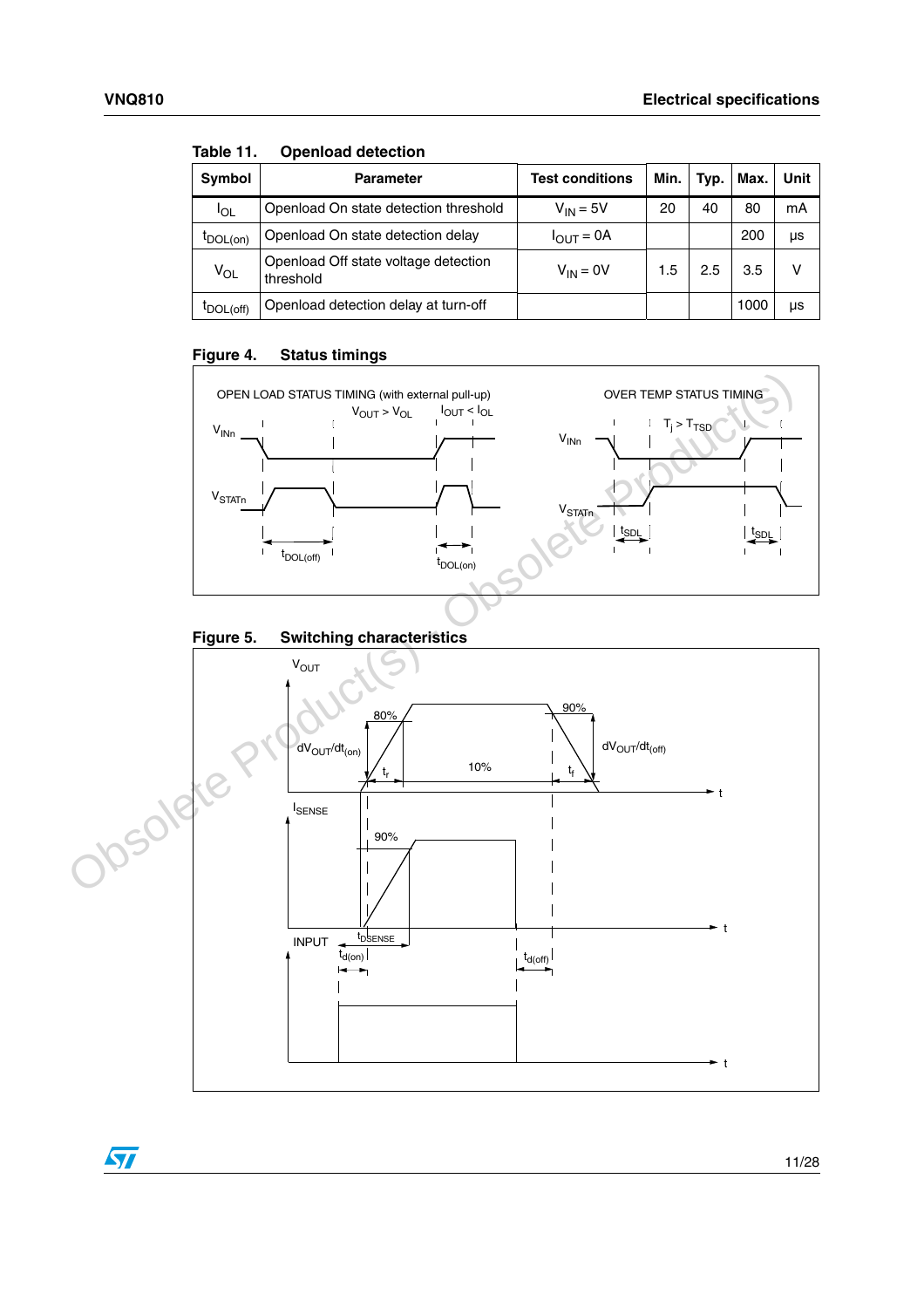Table 11. Openload detection

| Symbol | Parameter | Test conditions | Min. | Typ. | Max. | Unit |
|---|---|---|---|---|---|---|
| $I_{OL}$ | Openload On state detection threshold | $V_{IN} = 5V$ | 20 | 40 | 80 | mA |
| $t_{DOL(on)}$ | Openload On state detection delay | $I_{OUT} = 0A$ | | | 200 | µs |
| $V_{OL}$ | Openload Off state voltage detection threshold | $V_{IN} = 0V$ | 1.5 | 2.5 | 3.5 | V |
| $t_{DOL(off)}$ | Openload detection delay at turn-off | | | | 1000 | µs |

Figure 4. Status timings

Figure 5. Switching characteristics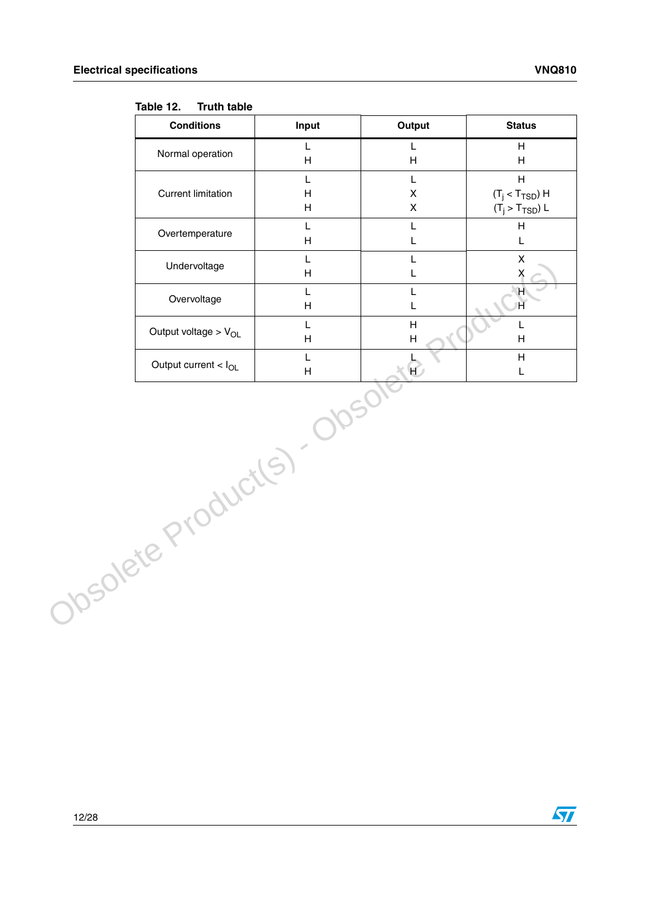Table 12. Truth table

| Conditions | Input | Output | Status |
|---|---|---|---|
| Normal operation | L | L | H |
| | H | H | H |
| Current limitation | L | L | H |
| | H | X | ($T_j < T_{TSD}$) H |
| | H | X | ($T_j > T_{TSD}$) L |
| Overtemperature | L | L | H |
| | H | L | L |
| Undervoltage | L | L | X |
| | H | L | X |
| Overvoltage | L | L | H |
| | H | L | H |
| Output voltage > $V_{OL}$ | L | H | L |
| | H | H | H |
| Output current < $I_{OL}$ | L | L | H |
| | H | H | L |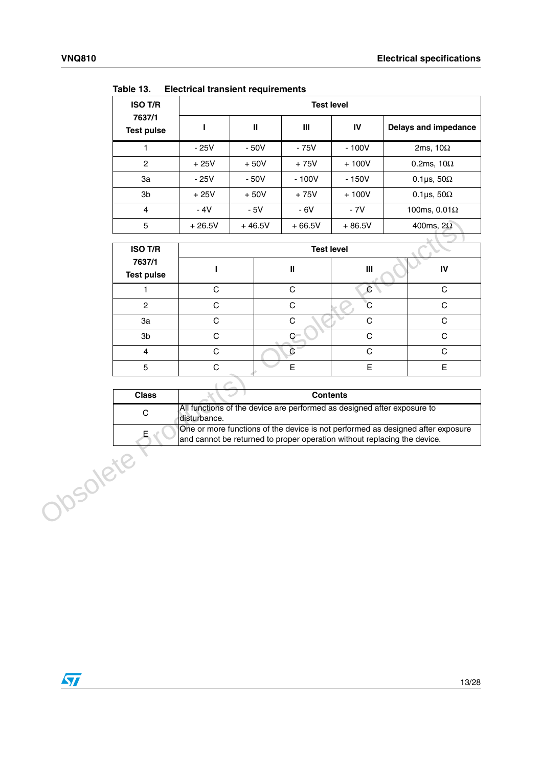Table 13. Electrical transient requirements

| ISO T/R 7637/1 Test pulse | Test level | | | | |
|---|---|---|---|---|---|
| | I | II | III | IV | Delays and impedance |
| 1 | - 25V | - 50V | - 75V | - 100V | 2ms, 10Ω |
| 2 | + 25V | + 50V | + 75V | + 100V | 0.2ms, 10Ω |
| 3a | - 25V | - 50V | - 100V | - 150V | 0.1µs, 50Ω |
| 3b | + 25V | + 50V | + 75V | + 100V | 0.1µs, 50Ω |
| 4 | - 4V | - 5V | - 6V | - 7V | 100ms, 0.01Ω |
| 5 | + 26.5V | + 46.5V | + 66.5V | + 86.5V | 400ms, 2Ω |

| ISO T/R 7637/1 Test pulse | Test level | | | |
|---|---|---|---|---|
| | I | II | III | IV |
| 1 | C | C | C | C |
| 2 | C | C | C | C |
| 3a | C | C | C | C |
| 3b | C | C | C | C |
| 4 | C | C | C | C |
| 5 | C | E | E | E |

| Class | Contents |
|---|---|
| C | All functions of the device are performed as designed after exposure to disturbance. |
| E | One or more functions of the device is not performed as designed after exposure and cannot be returned to proper operation without replacing the device. |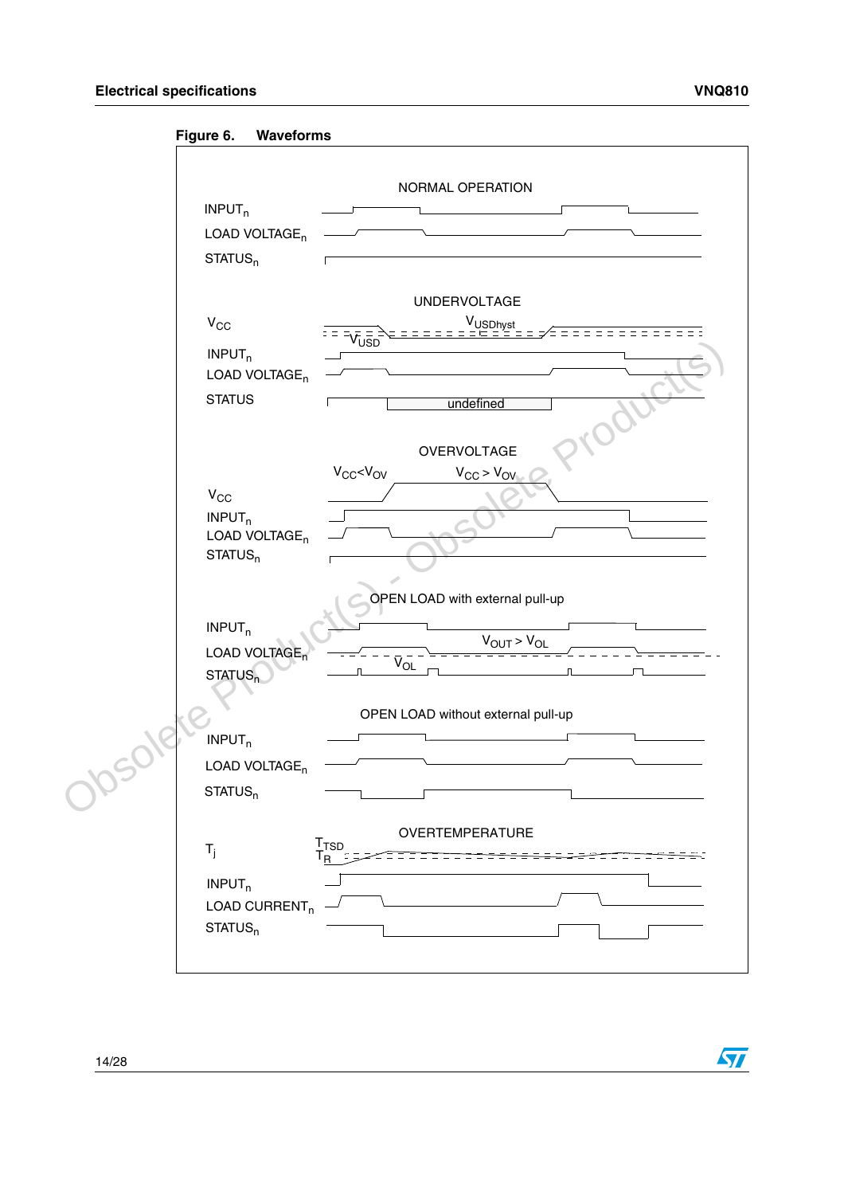**Figure 6. Waveforms**

NORMAL OPERATION

$INPUT_n$

LOAD $VOLTAGE_n$

$STATUS_n$

UNDERVOLTAGE

$V_{CC}$

$V_{USDhyst}$

$V_{USD}$

$INPUT_n$

LOAD $VOLTAGE_n$

STATUS

undefined

OVERVOLTAGE

$V_{CC}<V_{OV}$

$V_{CC} > V_{OV}$

$V_{CC}$

$INPUT_n$

LOAD $VOLTAGE_n$

$STATUS_n$

OPEN LOAD with external pull-up

$INPUT_n$

$V_{OUT} > V_{OL}$

LOAD $VOLTAGE_n$

$V_{OL}$

$STATUS_n$

OPEN LOAD without external pull-up

$INPUT_n$

LOAD $VOLTAGE_n$

$STATUS_n$

OVERTEMPERATURE

$T_j$

$T_{TSD}$

$T_R$

$INPUT_n$

LOAD $CURRENT_n$

$STATUS_n$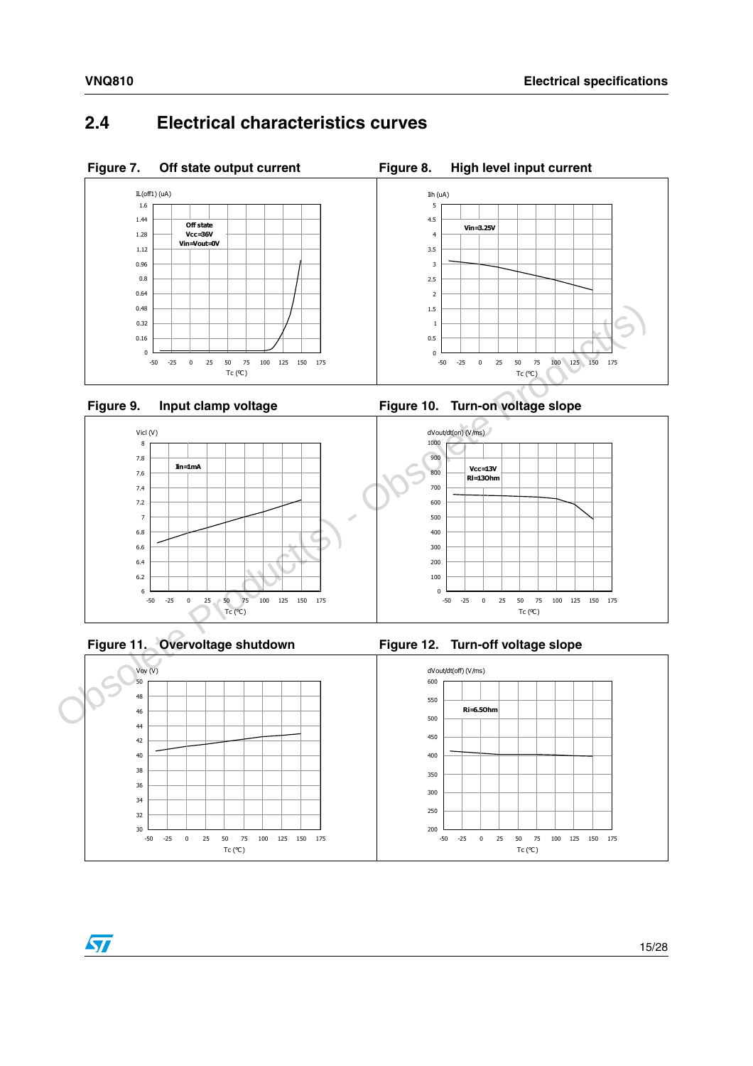## 2.4 Electrical characteristics curves

**Figure 7. Off state output current**

**Figure 8. High level input current**

**Figure 9. Input clamp voltage**

**Figure 10. Turn-on voltage slope**

**Figure 11. Overvoltage shutdown**

**Figure 12. Turn-off voltage slope**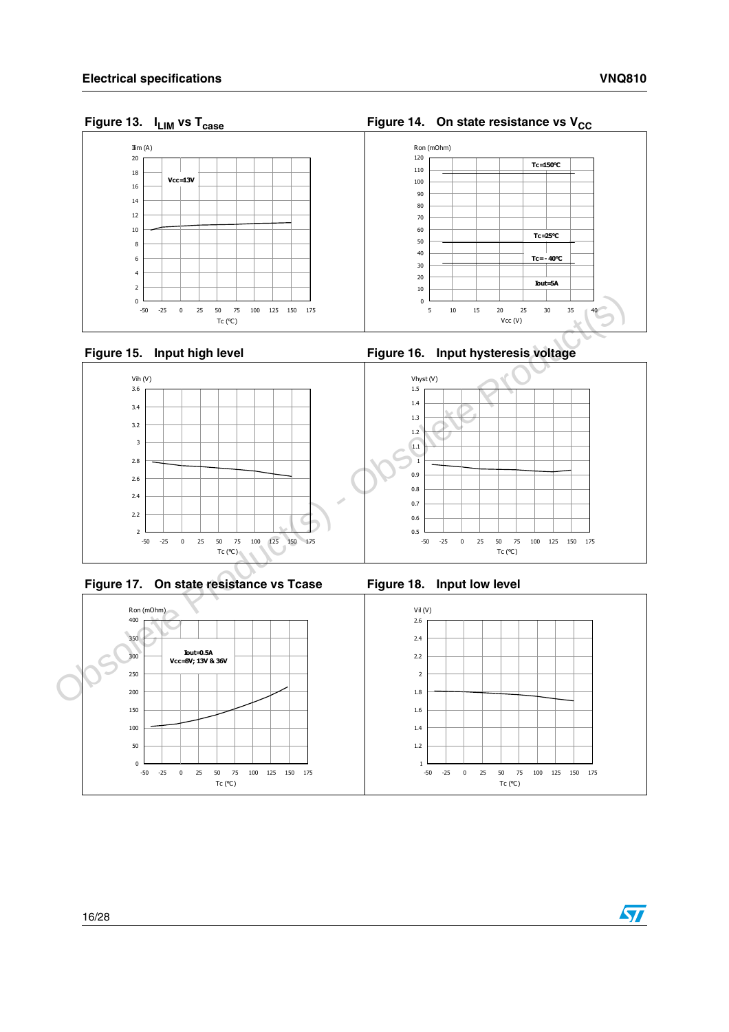Figure 13. $I_{LIM}$ vs $T_{case}$

Figure 14. On state resistance vs $V_{CC}$

Figure 15. Input high level

Figure 16. Input hysteresis voltage

Figure 17. On state resistance vs Tcase

Figure 18. Input low level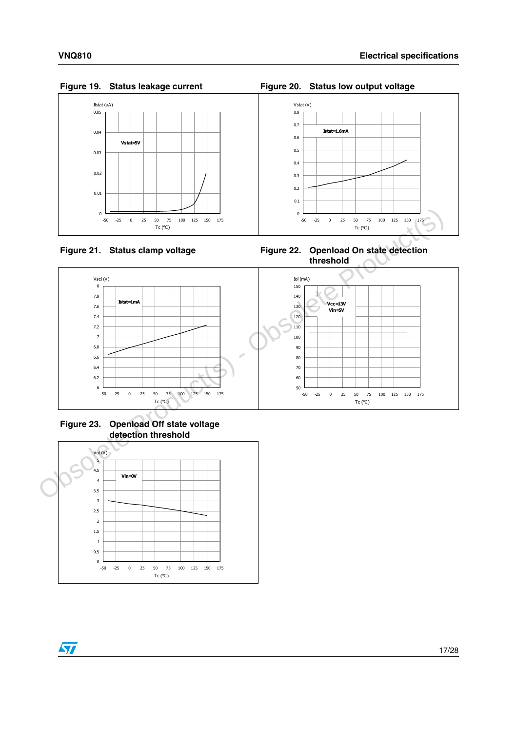Figure 19. Status leakage current

Figure 20. Status low output voltage

Figure 21. Status clamp voltage

Figure 22. Openload On state detection threshold

Figure 23. Openload Off state voltage detection threshold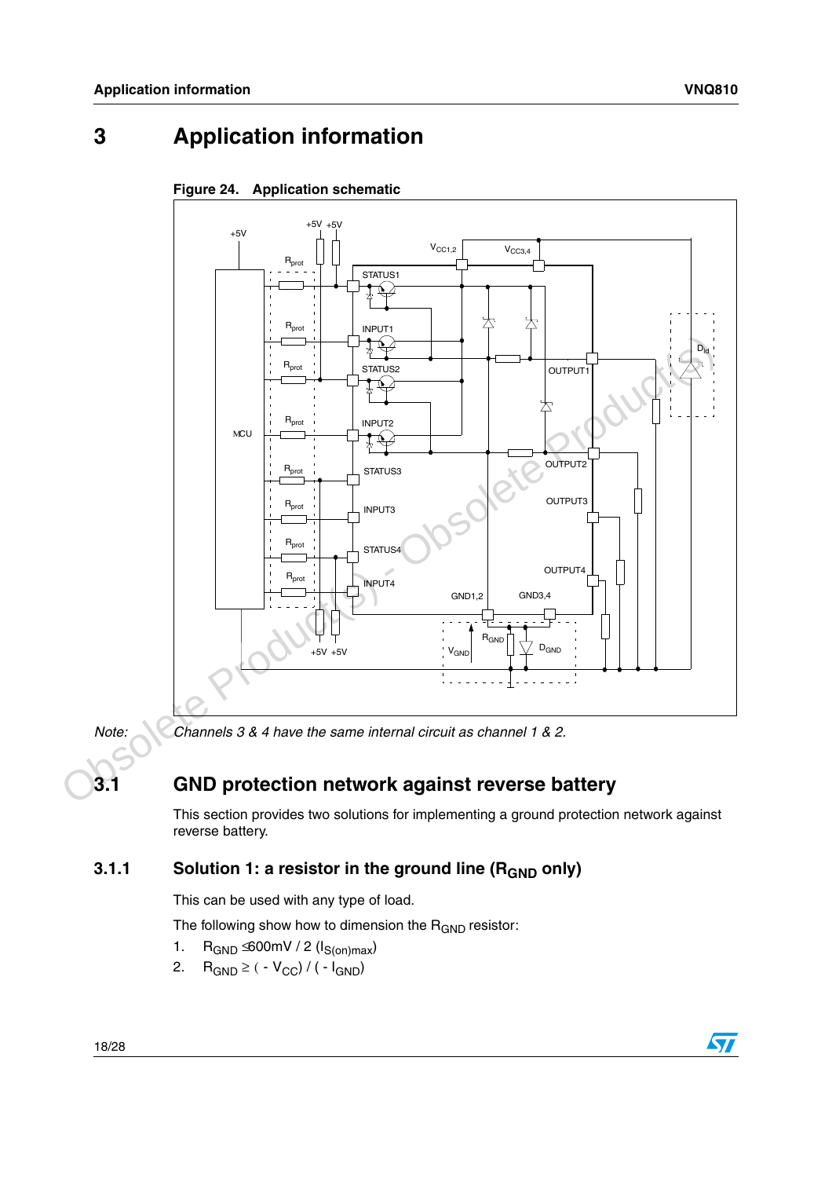# 3 Application information

**Figure 24. Application schematic**

*Note: Channels 3 & 4 have the same internal circuit as channel 1 & 2.*

## 3.1 GND protection network against reverse battery

This section provides two solutions for implementing a ground protection network against reverse battery.

### 3.1.1 Solution 1: a resistor in the ground line ($R_{GND}$ only)

This can be used with any type of load.

The following show how to dimension the $R_{GND}$ resistor:

1. $R_{GND} \leq 600mV / 2 (I_{S(on)max})$
2. $R_{GND} \geq ( - V_{CC}) / ( - I_{GND})$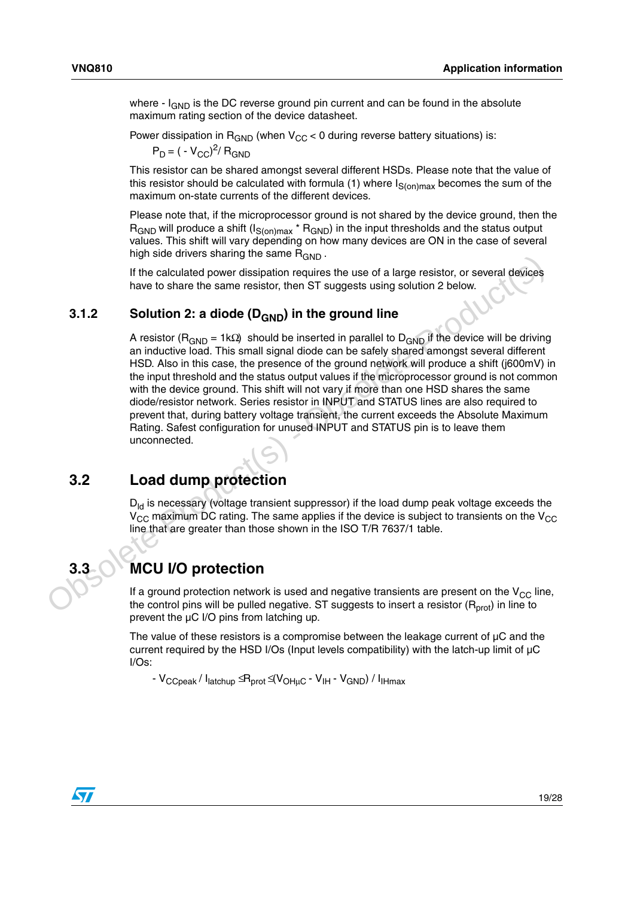where - $I_{GND}$ is the DC reverse ground pin current and can be found in the absolute maximum rating section of the device datasheet.

Power dissipation in $R_{GND}$ (when $V_{CC} < 0$ during reverse battery situations) is:

$$P_D = ( - V_{CC})^2 / R_{GND}$$

This resistor can be shared amongst several different HSDs. Please note that the value of this resistor should be calculated with formula (1) where $I_{S(on)max}$ becomes the sum of the maximum on-state currents of the different devices.

Please note that, if the microprocessor ground is not shared by the device ground, then the $R_{GND}$ will produce a shift ($I_{S(on)max} * R_{GND}$) in the input thresholds and the status output values. This shift will vary depending on how many devices are ON in the case of several high side drivers sharing the same $R_{GND}$.

If the calculated power dissipation requires the use of a large resistor, or several devices have to share the same resistor, then ST suggests using solution 2 below.

### 3.1.2 Solution 2: a diode ($D_{GND}$) in the ground line

A resistor ($R_{GND} = 1k\Omega$) should be inserted in parallel to $D_{GND}$ if the device will be driving an inductive load. This small signal diode can be safely shared amongst several different HSD. Also in this case, the presence of the ground network will produce a shift (j600mV) in the input threshold and the status output values if the microprocessor ground is not common with the device ground. This shift will not vary if more than one HSD shares the same diode/resistor network. Series resistor in INPUT and STATUS lines are also required to prevent that, during battery voltage transient, the current exceeds the Absolute Maximum Rating. Safest configuration for unused INPUT and STATUS pin is to leave them unconnected.

## 3.2 Load dump protection

$D_{ld}$ is necessary (voltage transient suppressor) if the load dump peak voltage exceeds the $V_{CC}$ maximum DC rating. The same applies if the device is subject to transients on the $V_{CC}$ line that are greater than those shown in the ISO T/R 7637/1 table.

## 3.3 MCU I/O protection

If a ground protection network is used and negative transients are present on the $V_{CC}$ line, the control pins will be pulled negative. ST suggests to insert a resistor ($R_{prot}$) in line to prevent the µC I/O pins from latching up.

The value of these resistors is a compromise between the leakage current of µC and the current required by the HSD I/Os (Input levels compatibility) with the latch-up limit of µC I/Os:

$$- V_{CCpeak} / I_{latchup} \leq R_{prot} \leq (V_{OH\mu C} - V_{IH} - V_{GND}) / I_{IHmax}$$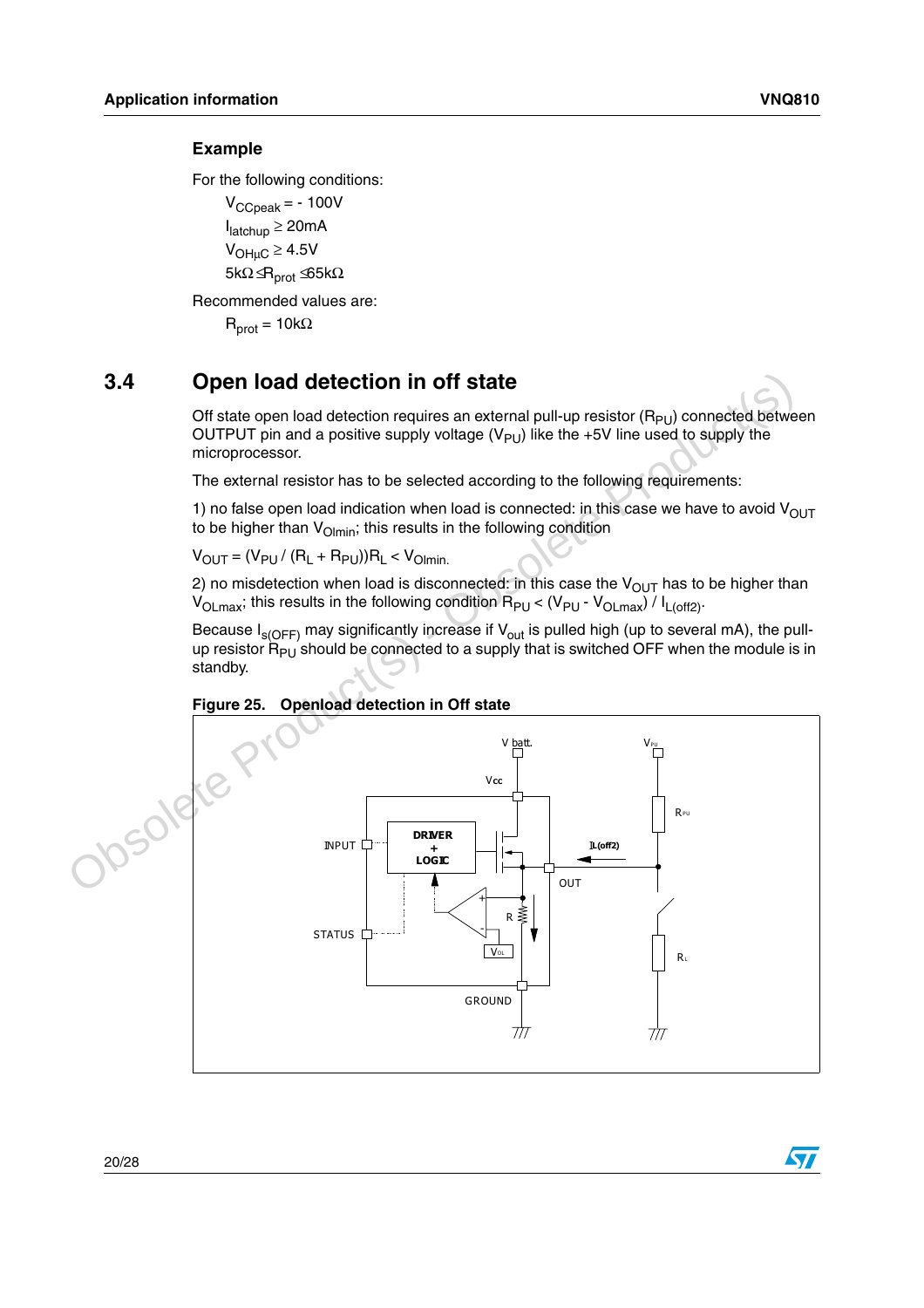**Example**

For the following conditions:

$V_{CCpeak} = -100V$

$I_{latchup} \geq 20mA$

$V_{OH\mu C} \geq 4.5V$

$5k\Omega \leq R_{prot} \leq 65k\Omega$

Recommended values are:

$R_{prot} = 10k\Omega$

## 3.4 Open load detection in off state

Off state open load detection requires an external pull-up resistor ($R_{PU}$) connected between OUTPUT pin and a positive supply voltage ($V_{PU}$) like the +5V line used to supply the microprocessor.

The external resistor has to be selected according to the following requirements:

1) no false open load indication when load is connected: in this case we have to avoid $V_{OUT}$ to be higher than $V_{Olmin}$; this results in the following condition

$V_{OUT} = (V_{PU} / (R_L + R_{PU}))R_L < V_{Olmin}$.

2) no misdetection when load is disconnected: in this case the $V_{OUT}$ has to be higher than $V_{OLmax}$; this results in the following condition $R_{PU} < (V_{PU} - V_{OLmax}) / I_{L(off2)}$.

Because $I_{s(OFF)}$ may significantly increase if $V_{out}$ is pulled high (up to several mA), the pull-up resistor $R_{PU}$ should be connected to a supply that is switched OFF when the module is in standby.

**Figure 25. Openload detection in Off state**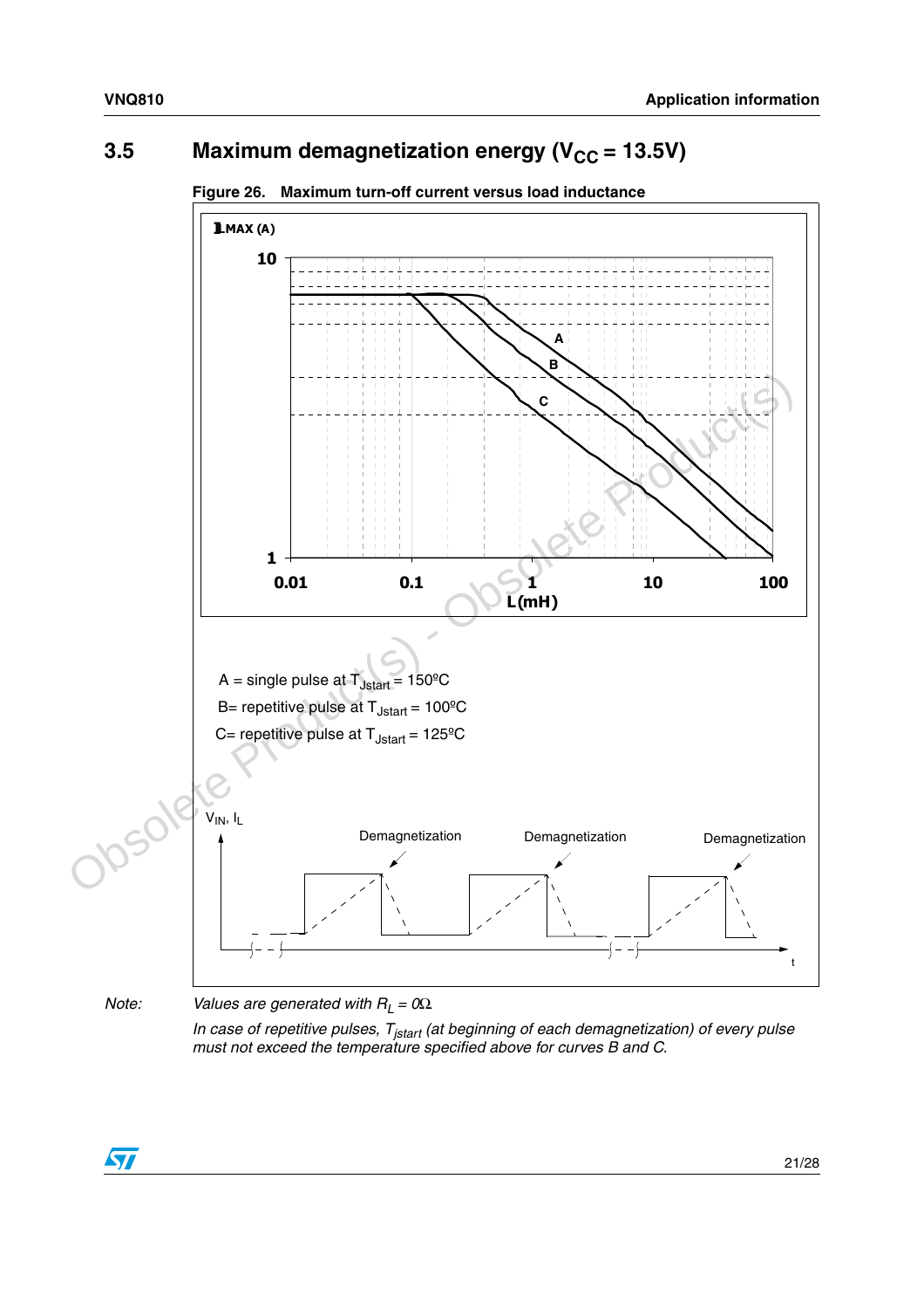## 3.5 Maximum demagnetization energy ($V_{CC}$ = 13.5V)

**Figure 26. Maximum turn-off current versus load inductance**

A = single pulse at $T_{Jstart}$ = 150ºC

B= repetitive pulse at $T_{Jstart}$ = 100ºC

C= repetitive pulse at $T_{Jstart}$ = 125ºC

*Note:* *Values are generated with $R_L$ = 0Ω.*

*In case of repetitive pulses, $T_{jstart}$ (at beginning of each demagnetization) of every pulse must not exceed the temperature specified above for curves B and C.*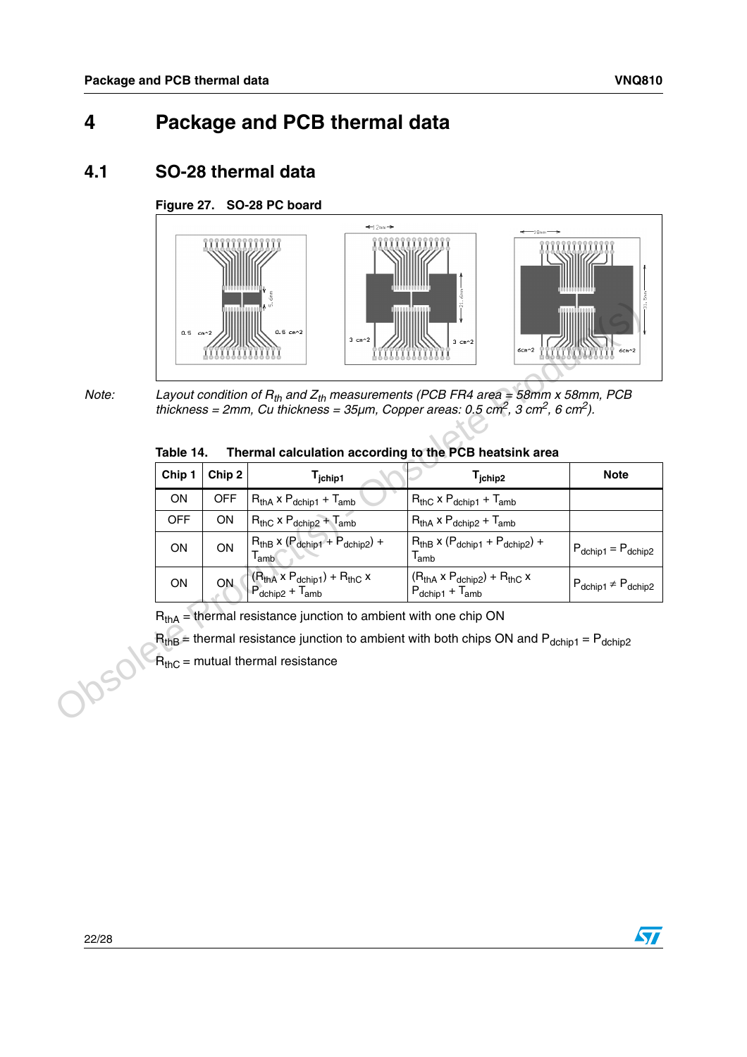# 4 Package and PCB thermal data

## 4.1 SO-28 thermal data

**Figure 27. SO-28 PC board**

Note: *Layout condition of $R_{th}$ and $Z_{th}$ measurements (PCB FR4 area = 58mm x 58mm, PCB thickness = 2mm, Cu thickness = 35µm, Copper areas: 0.5 $cm^2$, 3 $cm^2$, 6 $cm^2$).*

**Table 14. Thermal calculation according to the PCB heatsink area**

| Chip 1 | Chip 2 | $T_{jchip1}$ | $T_{jchip2}$ | Note |
|---|---|---|---|---|
| ON | OFF | $R_{thA} \times P_{dchip1} + T_{amb}$ | $R_{thC} \times P_{dchip1} + T_{amb}$ | |
| OFF | ON | $R_{thC} \times P_{dchip2} + T_{amb}$ | $R_{thA} \times P_{dchip2} + T_{amb}$ | |
| ON | ON | $R_{thB} \times (P_{dchip1} + P_{dchip2}) + T_{amb}$ | $R_{thB} \times (P_{dchip1} + P_{dchip2}) + T_{amb}$ | $P_{dchip1} = P_{dchip2}$ |
| ON | ON | $(R_{thA} \times P_{dchip1}) + R_{thC} \times P_{dchip2} + T_{amb}$ | $(R_{thA} \times P_{dchip2}) + R_{thC} \times P_{dchip1} + T_{amb}$ | $P_{dchip1} \neq P_{dchip2}$ |

$R_{thA}$ = thermal resistance junction to ambient with one chip ON

$R_{thB}$ = thermal resistance junction to ambient with both chips ON and $P_{dchip1} = P_{dchip2}$

$R_{thC}$ = mutual thermal resistance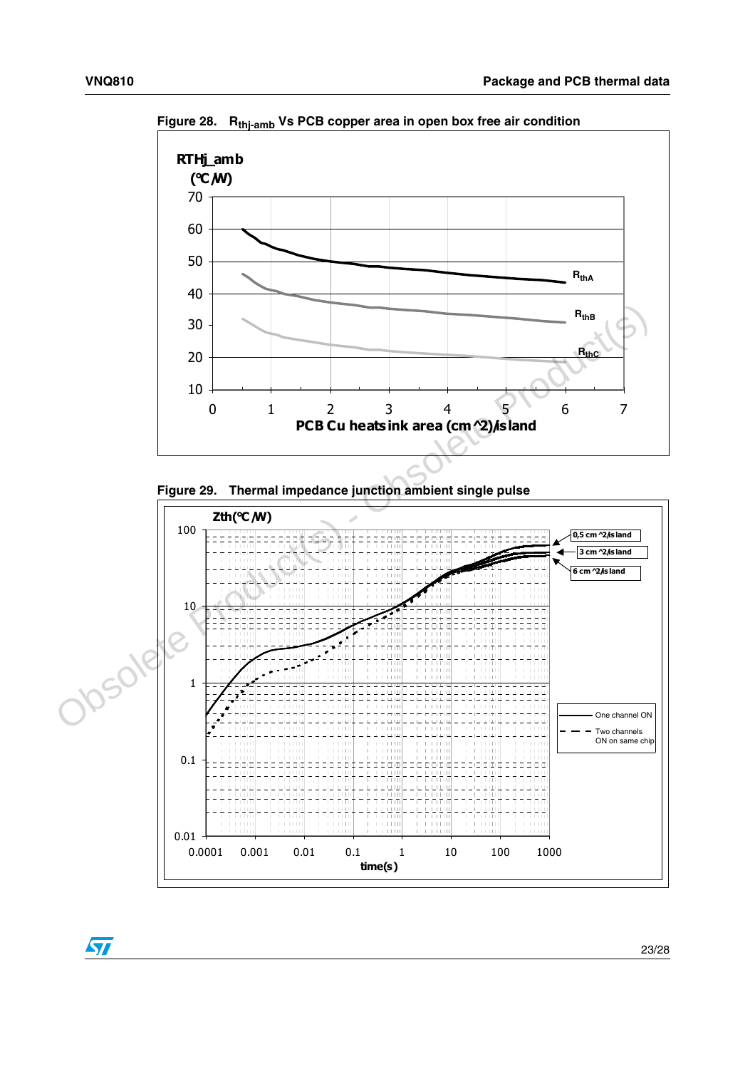Figure 28. $R_{thj-amb}$ Vs PCB copper area in open box free air condition

Figure 29. Thermal impedance junction ambient single pulse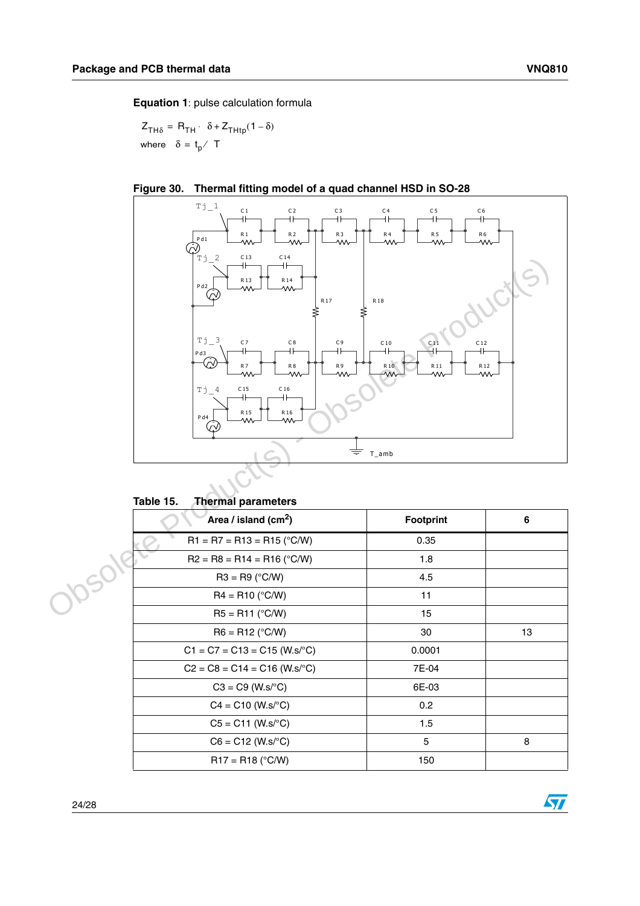**Equation 1**: pulse calculation formula

$$Z_{TH\delta} = R_{TH} \cdot \delta + Z_{THtp}(1-\delta)$$

where $\delta = t_p / T$

**Figure 30. Thermal fitting model of a quad channel HSD in SO-28**

**Table 15. Thermal parameters**

| Area / island (cm²) | Footprint | 6 |
|---|---|---|
| R1 = R7 = R13 = R15 (°C/W) | 0.35 | |
| R2 = R8 = R14 = R16 (°C/W) | 1.8 | |
| R3 = R9 (°C/W) | 4.5 | |
| R4 = R10 (°C/W) | 11 | |
| R5 = R11 (°C/W) | 15 | |
| R6 = R12 (°C/W) | 30 | 13 |
| C1 = C7 = C13 = C15 (W.s/°C) | 0.0001 | |
| C2 = C8 = C14 = C16 (W.s/°C) | 7E-04 | |
| C3 = C9 (W.s/°C) | 6E-03 | |
| C4 = C10 (W.s/°C) | 0.2 | |
| C5 = C11 (W.s/°C) | 1.5 | |
| C6 = C12 (W.s/°C) | 5 | 8 |
| R17 = R18 (°C/W) | 150 | |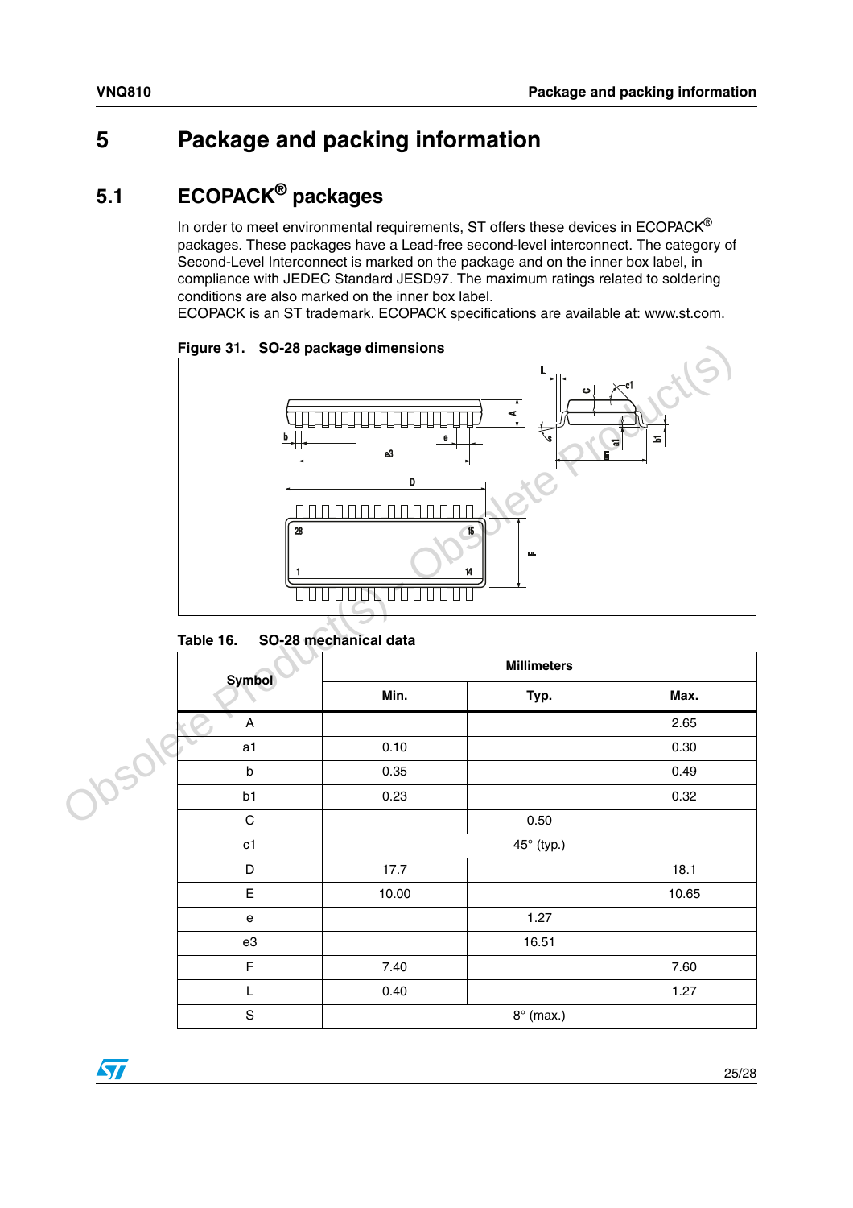# 5 Package and packing information

## 5.1 ECOPACK® packages

In order to meet environmental requirements, ST offers these devices in ECOPACK® packages. These packages have a Lead-free second-level interconnect. The category of Second-Level Interconnect is marked on the package and on the inner box label, in compliance with JEDEC Standard JESD97. The maximum ratings related to soldering conditions are also marked on the inner box label.
ECOPACK is an ST trademark. ECOPACK specifications are available at: www.st.com.

**Figure 31. SO-28 package dimensions**

**Table 16. SO-28 mechanical data**

| Symbol | Millimeters | | |
|---|---|---|---|
| | Min. | Typ. | Max. |
| A | | | 2.65 |
| a1 | 0.10 | | 0.30 |
| b | 0.35 | | 0.49 |
| b1 | 0.23 | | 0.32 |
| C | | 0.50 | |
| c1 | | 45° (typ.) | |
| D | 17.7 | | 18.1 |
| E | 10.00 | | 10.65 |
| e | | 1.27 | |
| e3 | | 16.51 | |
| F | 7.40 | | 7.60 |
| L | 0.40 | | 1.27 |
| S | | 8° (max.) | |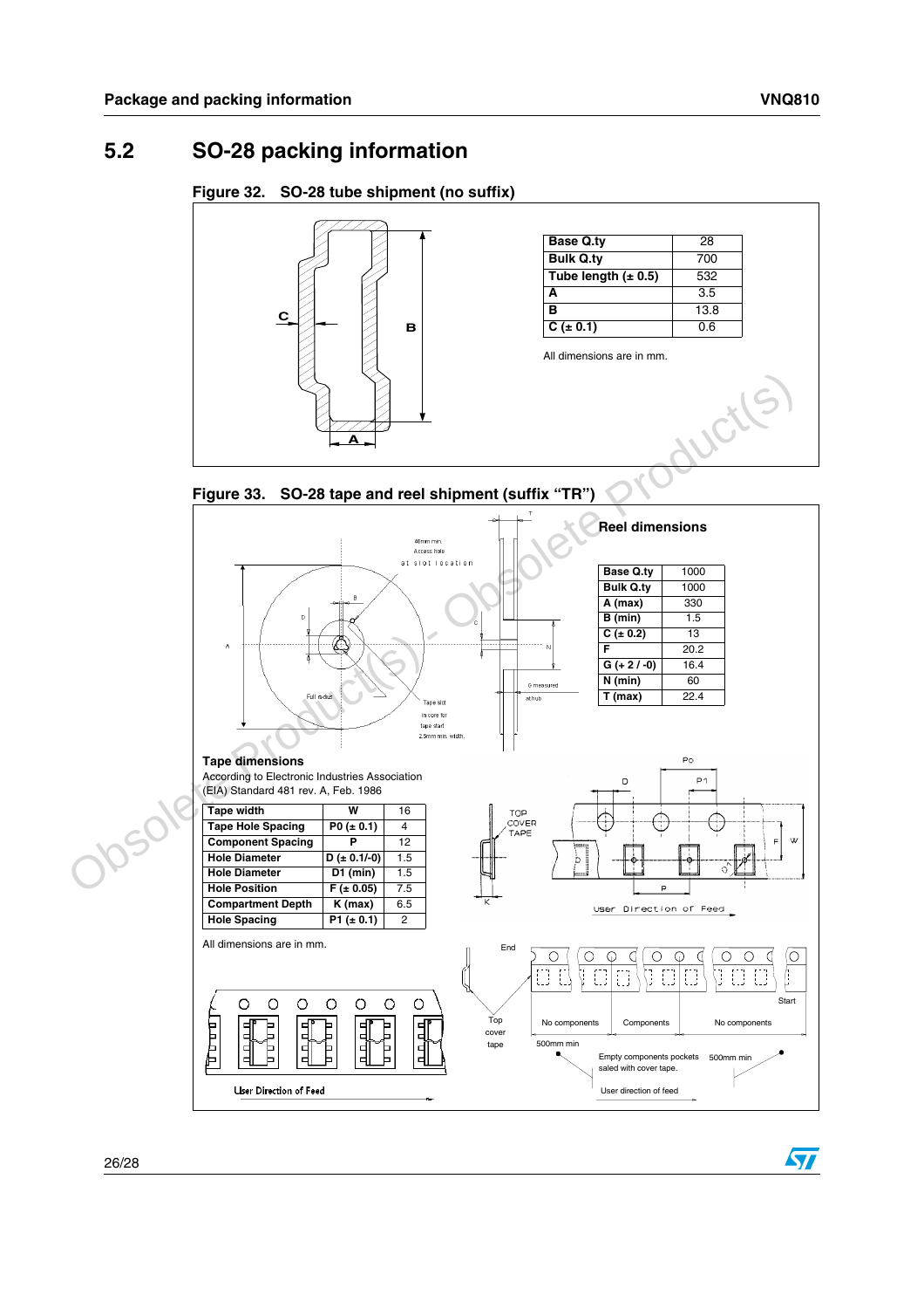## 5.2 SO-28 packing information

**Figure 32. SO-28 tube shipment (no suffix)**

| Base Q.ty | 28 |
|---|---|
| Bulk Q.ty | 700 |
| Tube length (± 0.5) | 532 |
| A | 3.5 |
| B | 13.8 |
| C (± 0.1) | 0.6 |

All dimensions are in mm.

**Figure 33. SO-28 tape and reel shipment (suffix "TR")**

**Reel dimensions**

| Base Q.ty | 1000 |
|---|---|
| Bulk Q.ty | 1000 |
| A (max) | 330 |
| B (min) | 1.5 |
| C (± 0.2) | 13 |
| F | 20.2 |
| G (+ 2 / -0) | 16.4 |
| N (min) | 60 |
| T (max) | 22.4 |

**Tape dimensions**

According to Electronic Industries Association (EIA) Standard 481 rev. A, Feb. 1986

| Tape width | W | 16 |
|---|---|---|
| Tape Hole Spacing | P0 (± 0.1) | 4 |
| Component Spacing | P | 12 |
| Hole Diameter | D (± 0.1/-0) | 1.5 |
| Hole Diameter | D1 (min) | 1.5 |
| Hole Position | F (± 0.05) | 7.5 |
| Compartment Depth | K (max) | 6.5 |
| Hole Spacing | P1 (± 0.1) | 2 |

All dimensions are in mm.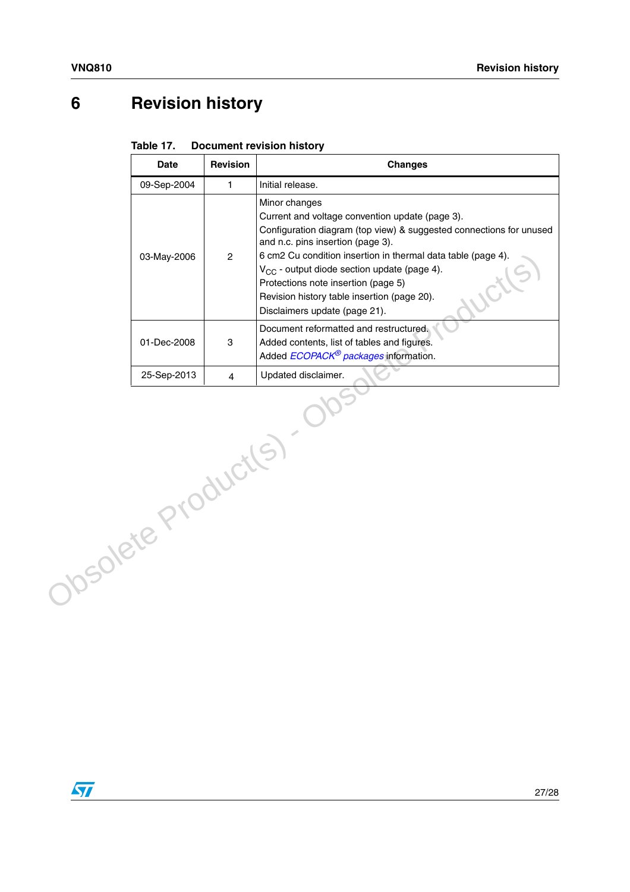# 6 Revision history

**Table 17. Document revision history**

| Date | Revision | Changes |
|---|---|---|
| 09-Sep-2004 | 1 | Initial release. |
| 03-May-2006 | 2 | Minor changes<br>Current and voltage convention update (page 3).<br>Configuration diagram (top view) & suggested connections for unused and n.c. pins insertion (page 3).<br>6 cm2 Cu condition insertion in thermal data table (page 4).<br>$V_{CC}$ - output diode section update (page 4).<br>Protections note insertion (page 5)<br>Revision history table insertion (page 20).<br>Disclaimers update (page 21). |
| 01-Dec-2008 | 3 | Document reformatted and restructured.<br>Added contents, list of tables and figures.<br>Added *ECOPACK® packages* information. |
| 25-Sep-2013 | 4 | Updated disclaimer. |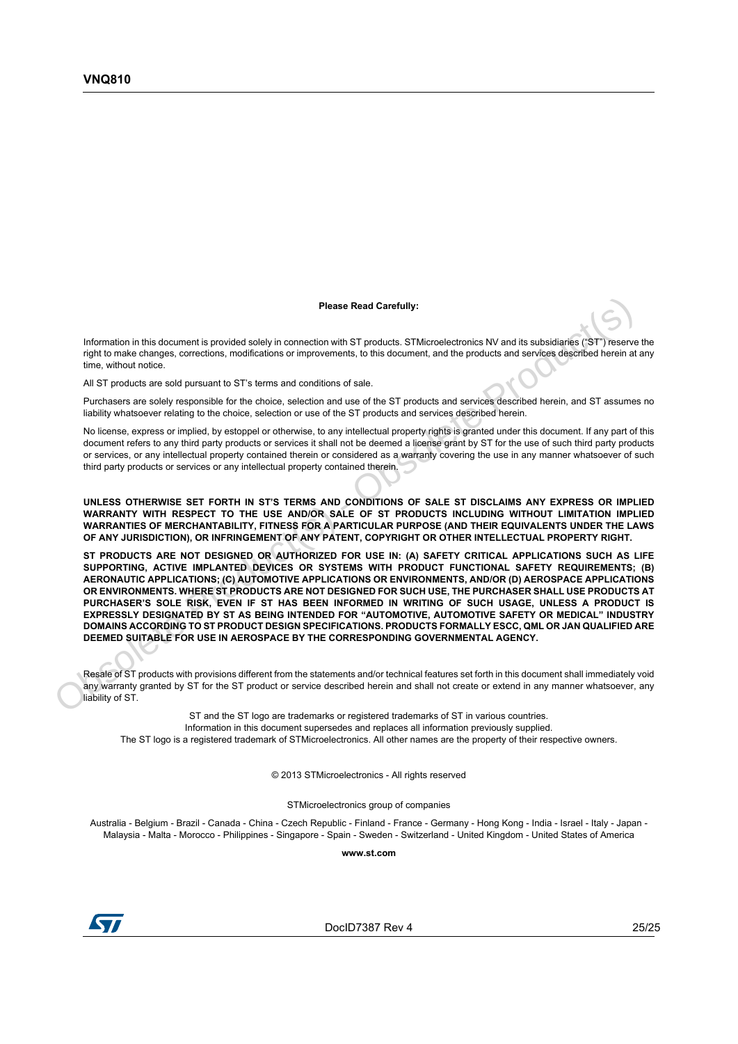**Please Read Carefully:**

Information in this document is provided solely in connection with ST products. STMicroelectronics NV and its subsidiaries ("ST") reserve the right to make changes, corrections, modifications or improvements, to this document, and the products and services described herein at any time, without notice.

All ST products are sold pursuant to ST's terms and conditions of sale.

Purchasers are solely responsible for the choice, selection and use of the ST products and services described herein, and ST assumes no liability whatsoever relating to the choice, selection or use of the ST products and services described herein.

No license, express or implied, by estoppel or otherwise, to any intellectual property rights is granted under this document. If any part of this document refers to any third party products or services it shall not be deemed a license grant by ST for the use of such third party products or services, or any intellectual property contained therein or considered as a warranty covering the use in any manner whatsoever of such third party products or services or any intellectual property contained therein.

**UNLESS OTHERWISE SET FORTH IN ST'S TERMS AND CONDITIONS OF SALE ST DISCLAIMS ANY EXPRESS OR IMPLIED WARRANTY WITH RESPECT TO THE USE AND/OR SALE OF ST PRODUCTS INCLUDING WITHOUT LIMITATION IMPLIED WARRANTIES OF MERCHANTABILITY, FITNESS FOR A PARTICULAR PURPOSE (AND THEIR EQUIVALENTS UNDER THE LAWS OF ANY JURISDICTION), OR INFRINGEMENT OF ANY PATENT, COPYRIGHT OR OTHER INTELLECTUAL PROPERTY RIGHT.**

**ST PRODUCTS ARE NOT DESIGNED OR AUTHORIZED FOR USE IN: (A) SAFETY CRITICAL APPLICATIONS SUCH AS LIFE SUPPORTING, ACTIVE IMPLANTED DEVICES OR SYSTEMS WITH PRODUCT FUNCTIONAL SAFETY REQUIREMENTS; (B) AERONAUTIC APPLICATIONS; (C) AUTOMOTIVE APPLICATIONS OR ENVIRONMENTS, AND/OR (D) AEROSPACE APPLICATIONS OR ENVIRONMENTS. WHERE ST PRODUCTS ARE NOT DESIGNED FOR SUCH USE, THE PURCHASER SHALL USE PRODUCTS AT PURCHASER'S SOLE RISK, EVEN IF ST HAS BEEN INFORMED IN WRITING OF SUCH USAGE, UNLESS A PRODUCT IS EXPRESSLY DESIGNATED BY ST AS BEING INTENDED FOR "AUTOMOTIVE, AUTOMOTIVE SAFETY OR MEDICAL" INDUSTRY DOMAINS ACCORDING TO ST PRODUCT DESIGN SPECIFICATIONS. PRODUCTS FORMALLY ESCC, QML OR JAN QUALIFIED ARE DEEMED SUITABLE FOR USE IN AEROSPACE BY THE CORRESPONDING GOVERNMENTAL AGENCY.**

Resale of ST products with provisions different from the statements and/or technical features set forth in this document shall immediately void any warranty granted by ST for the ST product or service described herein and shall not create or extend in any manner whatsoever, any liability of ST.

ST and the ST logo are trademarks or registered trademarks of ST in various countries.
Information in this document supersedes and replaces all information previously supplied.
The ST logo is a registered trademark of STMicroelectronics. All other names are the property of their respective owners.

© 2013 STMicroelectronics - All rights reserved

STMicroelectronics group of companies

Australia - Belgium - Brazil - Canada - China - Czech Republic - Finland - France - Germany - Hong Kong - India - Israel - Italy - Japan - Malaysia - Malta - Morocco - Philippines - Singapore - Spain - Sweden - Switzerland - United Kingdom - United States of America

**www.st.com**